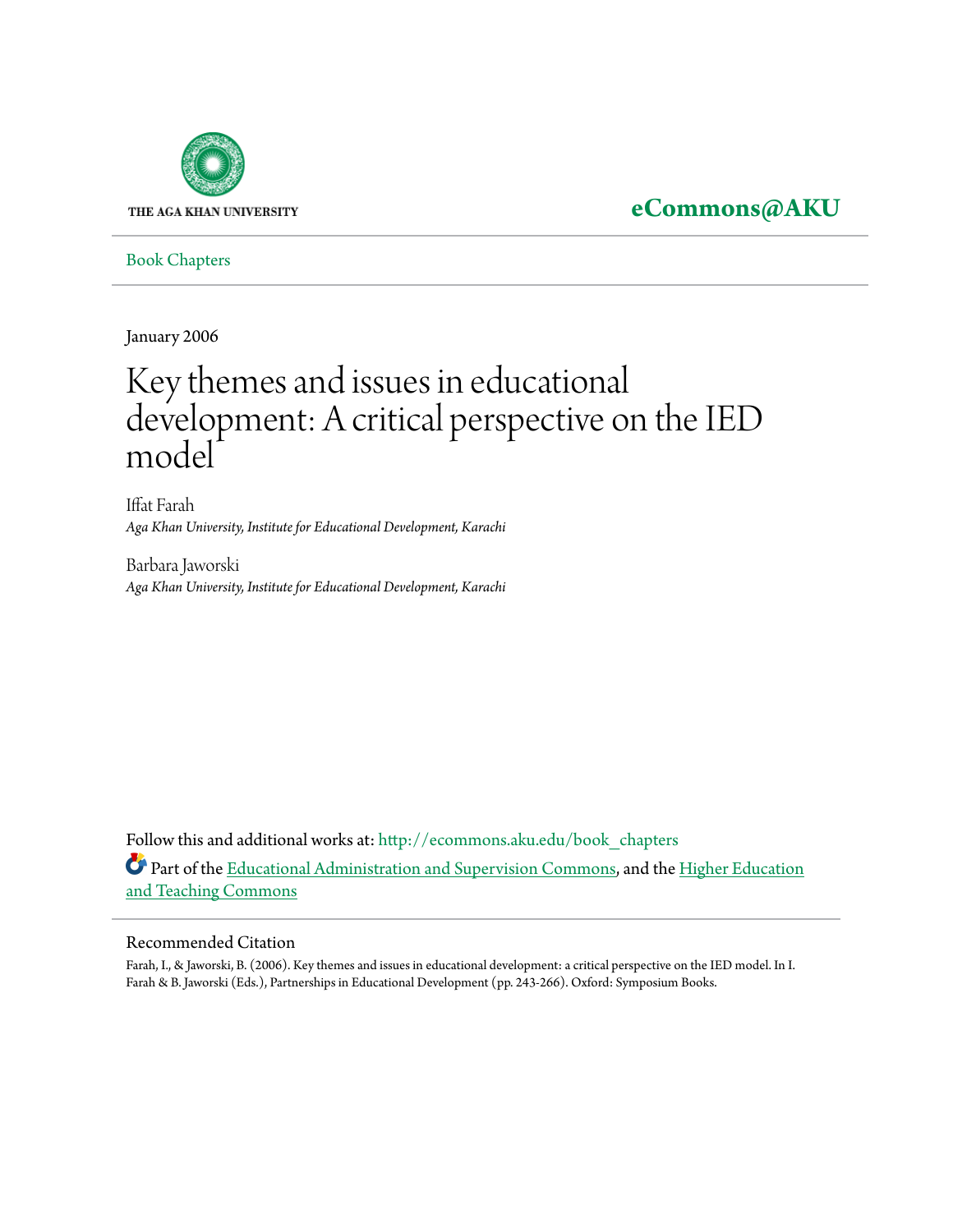THE AGA KHAN UNIVERSITY

**eCommons@AKU**

Book Chapters

January 2006

# Key themes and issues in educational development: A critical perspective on the IED model

Iffat Farah
*Aga Khan University, Institute for Educational Development, Karachi*

Barbara Jaworski
*Aga Khan University, Institute for Educational Development, Karachi*

Follow this and additional works at: http://ecommons.aku.edu/book_chapters

Part of the Educational Administration and Supervision Commons, and the Higher Education and Teaching Commons

## Recommended Citation

Farah, I., & Jaworski, B. (2006). Key themes and issues in educational development: a critical perspective on the IED model. In I. Farah & B. Jaworski (Eds.), Partnerships in Educational Development (pp. 243-266). Oxford: Symposium Books.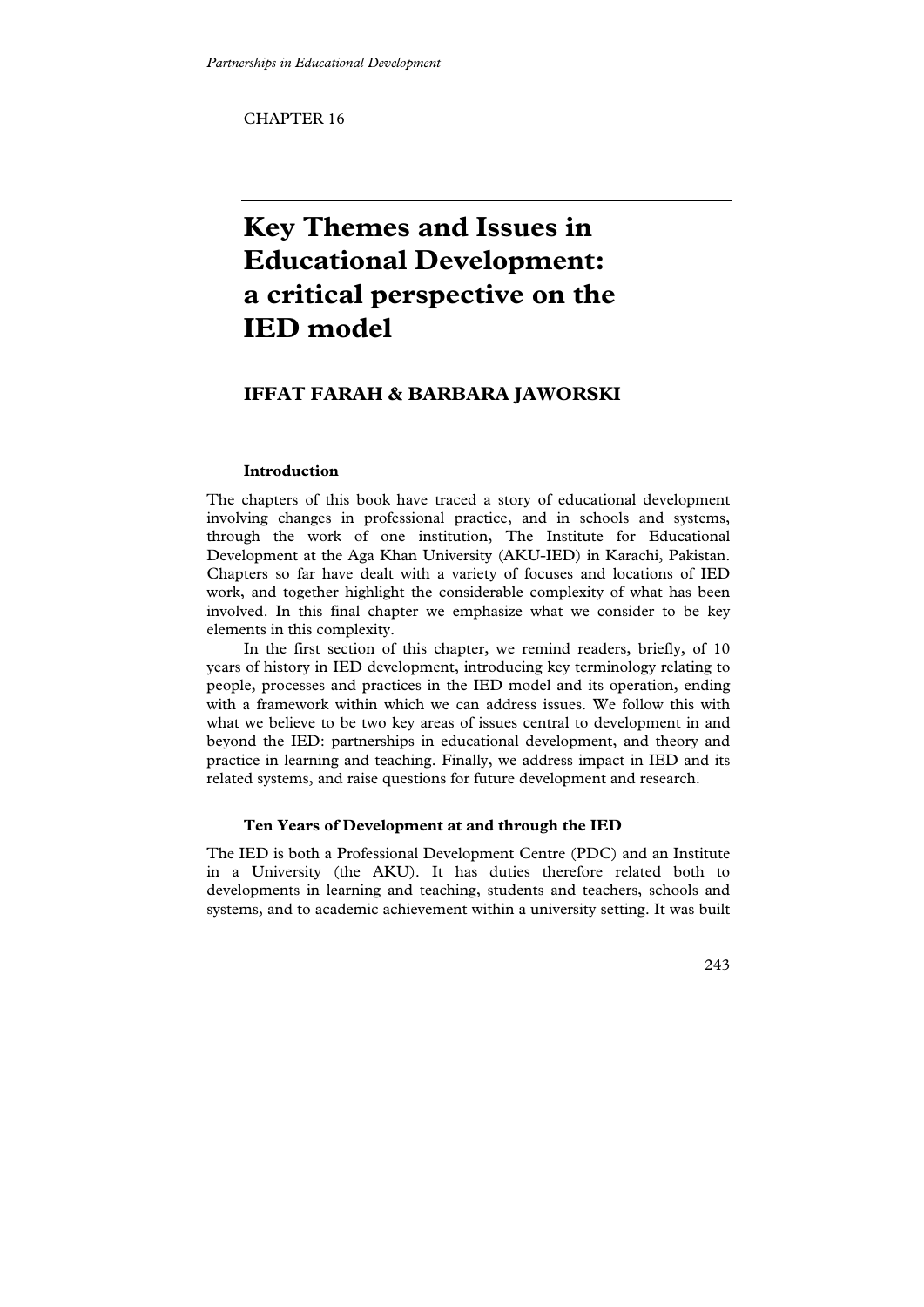CHAPTER 16

# Key Themes and Issues in Educational Development: a critical perspective on the IED model

## IFFAT FARAH & BARBARA JAWORSKI

### Introduction

The chapters of this book have traced a story of educational development involving changes in professional practice, and in schools and systems, through the work of one institution, The Institute for Educational Development at the Aga Khan University (AKU-IED) in Karachi, Pakistan. Chapters so far have dealt with a variety of focuses and locations of IED work, and together highlight the considerable complexity of what has been involved. In this final chapter we emphasize what we consider to be key elements in this complexity.

In the first section of this chapter, we remind readers, briefly, of 10 years of history in IED development, introducing key terminology relating to people, processes and practices in the IED model and its operation, ending with a framework within which we can address issues. We follow this with what we believe to be two key areas of issues central to development in and beyond the IED: partnerships in educational development, and theory and practice in learning and teaching. Finally, we address impact in IED and its related systems, and raise questions for future development and research.

### Ten Years of Development at and through the IED

The IED is both a Professional Development Centre (PDC) and an Institute in a University (the AKU). It has duties therefore related both to developments in learning and teaching, students and teachers, schools and systems, and to academic achievement within a university setting. It was built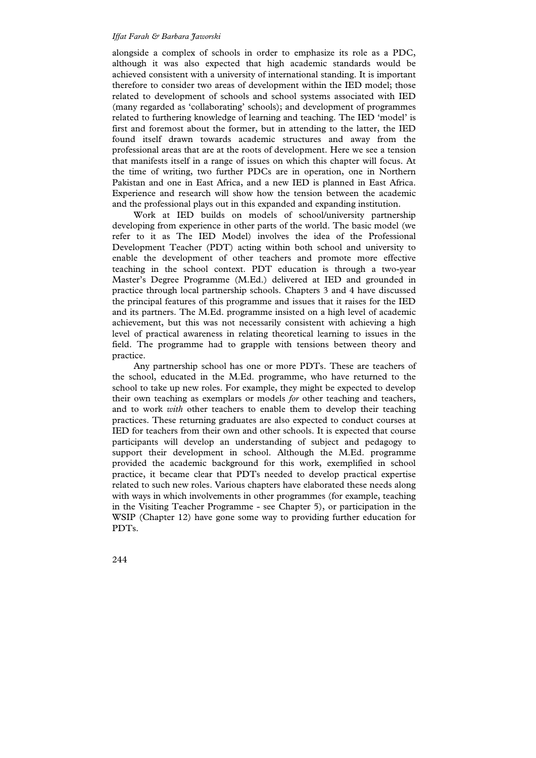alongside a complex of schools in order to emphasize its role as a PDC, although it was also expected that high academic standards would be achieved consistent with a university of international standing. It is important therefore to consider two areas of development within the IED model; those related to development of schools and school systems associated with IED (many regarded as 'collaborating' schools); and development of programmes related to furthering knowledge of learning and teaching. The IED 'model' is first and foremost about the former, but in attending to the latter, the IED found itself drawn towards academic structures and away from the professional areas that are at the roots of development. Here we see a tension that manifests itself in a range of issues on which this chapter will focus. At the time of writing, two further PDCs are in operation, one in Northern Pakistan and one in East Africa, and a new IED is planned in East Africa. Experience and research will show how the tension between the academic and the professional plays out in this expanded and expanding institution.

Work at IED builds on models of school/university partnership developing from experience in other parts of the world. The basic model (we refer to it as The IED Model) involves the idea of the Professional Development Teacher (PDT) acting within both school and university to enable the development of other teachers and promote more effective teaching in the school context. PDT education is through a two-year Master's Degree Programme (M.Ed.) delivered at IED and grounded in practice through local partnership schools. Chapters 3 and 4 have discussed the principal features of this programme and issues that it raises for the IED and its partners. The M.Ed. programme insisted on a high level of academic achievement, but this was not necessarily consistent with achieving a high level of practical awareness in relating theoretical learning to issues in the field. The programme had to grapple with tensions between theory and practice.

Any partnership school has one or more PDTs. These are teachers of the school, educated in the M.Ed. programme, who have returned to the school to take up new roles. For example, they might be expected to develop their own teaching as exemplars or models *for* other teaching and teachers, and to work *with* other teachers to enable them to develop their teaching practices. These returning graduates are also expected to conduct courses at IED for teachers from their own and other schools. It is expected that course participants will develop an understanding of subject and pedagogy to support their development in school. Although the M.Ed. programme provided the academic background for this work, exemplified in school practice, it became clear that PDTs needed to develop practical expertise related to such new roles. Various chapters have elaborated these needs along with ways in which involvements in other programmes (for example, teaching in the Visiting Teacher Programme - see Chapter 5), or participation in the WSIP (Chapter 12) have gone some way to providing further education for PDTs.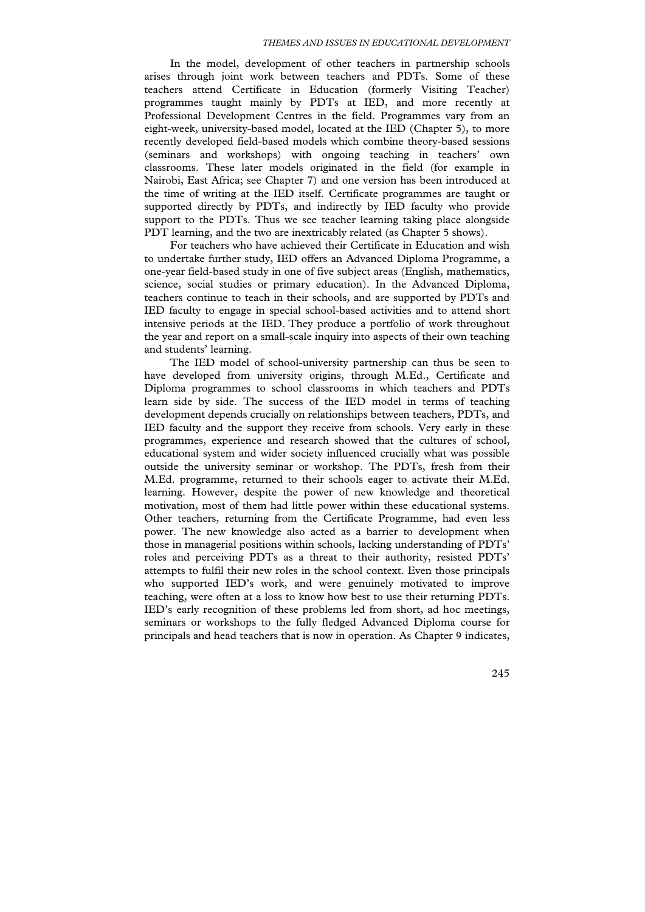In the model, development of other teachers in partnership schools arises through joint work between teachers and PDTs. Some of these teachers attend Certificate in Education (formerly Visiting Teacher) programmes taught mainly by PDTs at IED, and more recently at Professional Development Centres in the field. Programmes vary from an eight-week, university-based model, located at the IED (Chapter 5), to more recently developed field-based models which combine theory-based sessions (seminars and workshops) with ongoing teaching in teachers' own classrooms. These later models originated in the field (for example in Nairobi, East Africa; see Chapter 7) and one version has been introduced at the time of writing at the IED itself. Certificate programmes are taught or supported directly by PDTs, and indirectly by IED faculty who provide support to the PDTs. Thus we see teacher learning taking place alongside PDT learning, and the two are inextricably related (as Chapter 5 shows).

For teachers who have achieved their Certificate in Education and wish to undertake further study, IED offers an Advanced Diploma Programme, a one-year field-based study in one of five subject areas (English, mathematics, science, social studies or primary education). In the Advanced Diploma, teachers continue to teach in their schools, and are supported by PDTs and IED faculty to engage in special school-based activities and to attend short intensive periods at the IED. They produce a portfolio of work throughout the year and report on a small-scale inquiry into aspects of their own teaching and students' learning.

The IED model of school-university partnership can thus be seen to have developed from university origins, through M.Ed., Certificate and Diploma programmes to school classrooms in which teachers and PDTs learn side by side. The success of the IED model in terms of teaching development depends crucially on relationships between teachers, PDTs, and IED faculty and the support they receive from schools. Very early in these programmes, experience and research showed that the cultures of school, educational system and wider society influenced crucially what was possible outside the university seminar or workshop. The PDTs, fresh from their M.Ed. programme, returned to their schools eager to activate their M.Ed. learning. However, despite the power of new knowledge and theoretical motivation, most of them had little power within these educational systems. Other teachers, returning from the Certificate Programme, had even less power. The new knowledge also acted as a barrier to development when those in managerial positions within schools, lacking understanding of PDTs' roles and perceiving PDTs as a threat to their authority, resisted PDTs' attempts to fulfil their new roles in the school context. Even those principals who supported IED's work, and were genuinely motivated to improve teaching, were often at a loss to know how best to use their returning PDTs. IED's early recognition of these problems led from short, ad hoc meetings, seminars or workshops to the fully fledged Advanced Diploma course for principals and head teachers that is now in operation. As Chapter 9 indicates,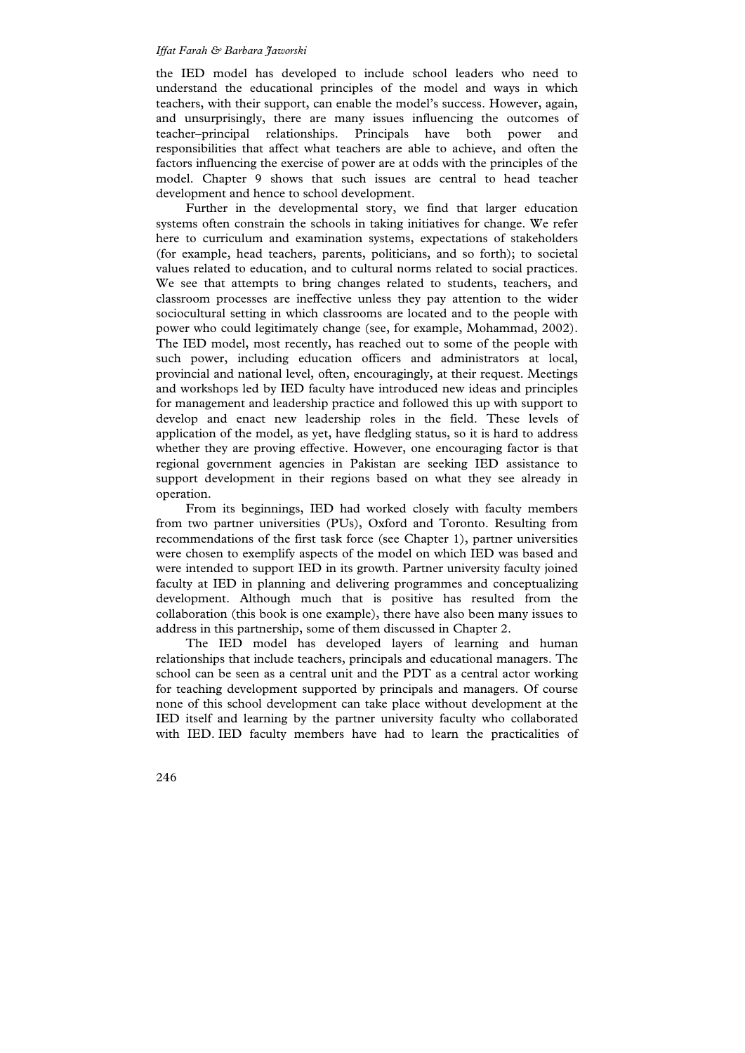the IED model has developed to include school leaders who need to understand the educational principles of the model and ways in which teachers, with their support, can enable the model's success. However, again, and unsurprisingly, there are many issues influencing the outcomes of teacher–principal relationships. Principals have both power and responsibilities that affect what teachers are able to achieve, and often the factors influencing the exercise of power are at odds with the principles of the model. Chapter 9 shows that such issues are central to head teacher development and hence to school development.

Further in the developmental story, we find that larger education systems often constrain the schools in taking initiatives for change. We refer here to curriculum and examination systems, expectations of stakeholders (for example, head teachers, parents, politicians, and so forth); to societal values related to education, and to cultural norms related to social practices. We see that attempts to bring changes related to students, teachers, and classroom processes are ineffective unless they pay attention to the wider sociocultural setting in which classrooms are located and to the people with power who could legitimately change (see, for example, Mohammad, 2002). The IED model, most recently, has reached out to some of the people with such power, including education officers and administrators at local, provincial and national level, often, encouragingly, at their request. Meetings and workshops led by IED faculty have introduced new ideas and principles for management and leadership practice and followed this up with support to develop and enact new leadership roles in the field. These levels of application of the model, as yet, have fledgling status, so it is hard to address whether they are proving effective. However, one encouraging factor is that regional government agencies in Pakistan are seeking IED assistance to support development in their regions based on what they see already in operation.

From its beginnings, IED had worked closely with faculty members from two partner universities (PUs), Oxford and Toronto. Resulting from recommendations of the first task force (see Chapter 1), partner universities were chosen to exemplify aspects of the model on which IED was based and were intended to support IED in its growth. Partner university faculty joined faculty at IED in planning and delivering programmes and conceptualizing development. Although much that is positive has resulted from the collaboration (this book is one example), there have also been many issues to address in this partnership, some of them discussed in Chapter 2.

The IED model has developed layers of learning and human relationships that include teachers, principals and educational managers. The school can be seen as a central unit and the PDT as a central actor working for teaching development supported by principals and managers. Of course none of this school development can take place without development at the IED itself and learning by the partner university faculty who collaborated with IED. IED faculty members have had to learn the practicalities of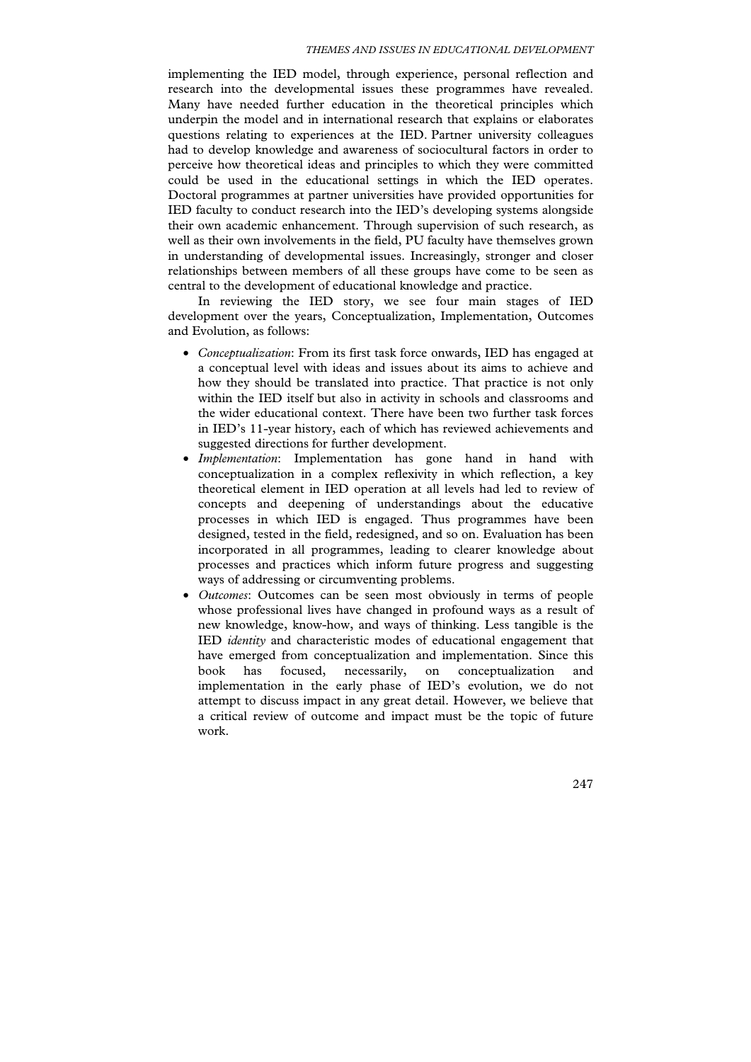implementing the IED model, through experience, personal reflection and research into the developmental issues these programmes have revealed. Many have needed further education in the theoretical principles which underpin the model and in international research that explains or elaborates questions relating to experiences at the IED. Partner university colleagues had to develop knowledge and awareness of sociocultural factors in order to perceive how theoretical ideas and principles to which they were committed could be used in the educational settings in which the IED operates. Doctoral programmes at partner universities have provided opportunities for IED faculty to conduct research into the IED's developing systems alongside their own academic enhancement. Through supervision of such research, as well as their own involvements in the field, PU faculty have themselves grown in understanding of developmental issues. Increasingly, stronger and closer relationships between members of all these groups have come to be seen as central to the development of educational knowledge and practice.

In reviewing the IED story, we see four main stages of IED development over the years, Conceptualization, Implementation, Outcomes and Evolution, as follows:

- *Conceptualization*: From its first task force onwards, IED has engaged at a conceptual level with ideas and issues about its aims to achieve and how they should be translated into practice. That practice is not only within the IED itself but also in activity in schools and classrooms and the wider educational context. There have been two further task forces in IED's 11-year history, each of which has reviewed achievements and suggested directions for further development.
- *Implementation*: Implementation has gone hand in hand with conceptualization in a complex reflexivity in which reflection, a key theoretical element in IED operation at all levels had led to review of concepts and deepening of understandings about the educative processes in which IED is engaged. Thus programmes have been designed, tested in the field, redesigned, and so on. Evaluation has been incorporated in all programmes, leading to clearer knowledge about processes and practices which inform future progress and suggesting ways of addressing or circumventing problems.
- *Outcomes*: Outcomes can be seen most obviously in terms of people whose professional lives have changed in profound ways as a result of new knowledge, know-how, and ways of thinking. Less tangible is the IED *identity* and characteristic modes of educational engagement that have emerged from conceptualization and implementation. Since this book has focused, necessarily, on conceptualization and implementation in the early phase of IED's evolution, we do not attempt to discuss impact in any great detail. However, we believe that a critical review of outcome and impact must be the topic of future work.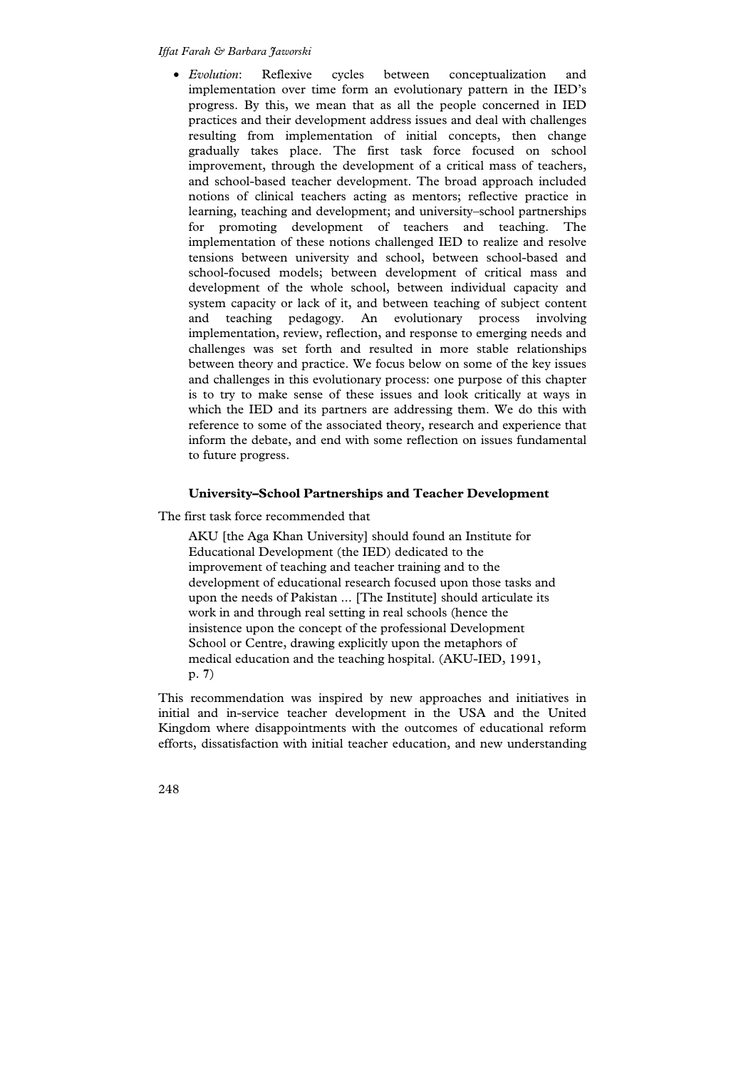- *Evolution*: Reflexive cycles between conceptualization and implementation over time form an evolutionary pattern in the IED's progress. By this, we mean that as all the people concerned in IED practices and their development address issues and deal with challenges resulting from implementation of initial concepts, then change gradually takes place. The first task force focused on school improvement, through the development of a critical mass of teachers, and school-based teacher development. The broad approach included notions of clinical teachers acting as mentors; reflective practice in learning, teaching and development; and university–school partnerships for promoting development of teachers and teaching. The implementation of these notions challenged IED to realize and resolve tensions between university and school, between school-based and school-focused models; between development of critical mass and development of the whole school, between individual capacity and system capacity or lack of it, and between teaching of subject content and teaching pedagogy. An evolutionary process involving implementation, review, reflection, and response to emerging needs and challenges was set forth and resulted in more stable relationships between theory and practice. We focus below on some of the key issues and challenges in this evolutionary process: one purpose of this chapter is to try to make sense of these issues and look critically at ways in which the IED and its partners are addressing them. We do this with reference to some of the associated theory, research and experience that inform the debate, and end with some reflection on issues fundamental to future progress.

### University–School Partnerships and Teacher Development

The first task force recommended that

> AKU [the Aga Khan University] should found an Institute for Educational Development (the IED) dedicated to the improvement of teaching and teacher training and to the development of educational research focused upon those tasks and upon the needs of Pakistan ... [The Institute] should articulate its work in and through real setting in real schools (hence the insistence upon the concept of the professional Development School or Centre, drawing explicitly upon the metaphors of medical education and the teaching hospital. (AKU-IED, 1991, p. 7)

This recommendation was inspired by new approaches and initiatives in initial and in-service teacher development in the USA and the United Kingdom where disappointments with the outcomes of educational reform efforts, dissatisfaction with initial teacher education, and new understanding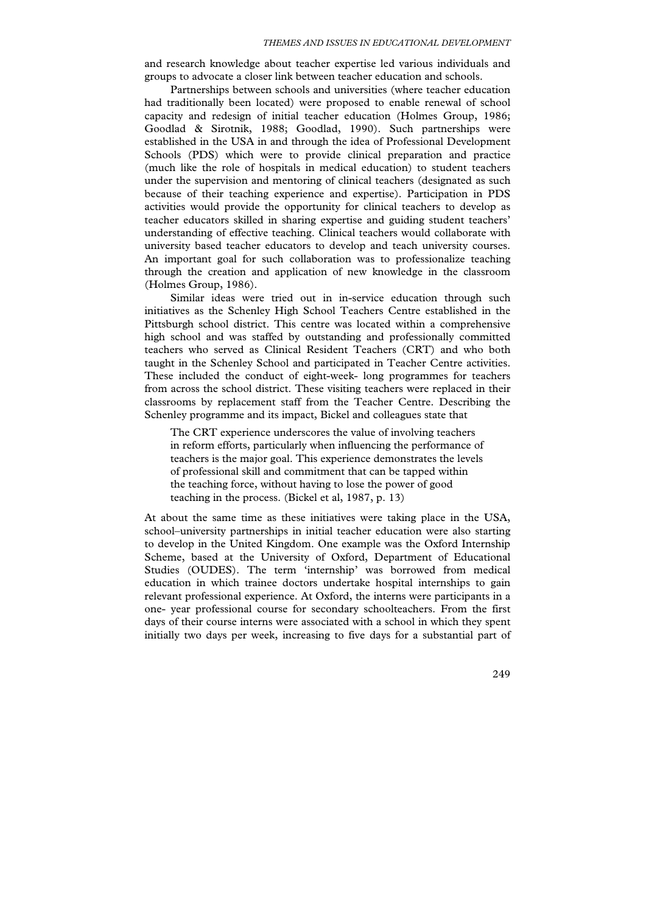and research knowledge about teacher expertise led various individuals and groups to advocate a closer link between teacher education and schools.

Partnerships between schools and universities (where teacher education had traditionally been located) were proposed to enable renewal of school capacity and redesign of initial teacher education (Holmes Group, 1986; Goodlad & Sirotnik, 1988; Goodlad, 1990). Such partnerships were established in the USA in and through the idea of Professional Development Schools (PDS) which were to provide clinical preparation and practice (much like the role of hospitals in medical education) to student teachers under the supervision and mentoring of clinical teachers (designated as such because of their teaching experience and expertise). Participation in PDS activities would provide the opportunity for clinical teachers to develop as teacher educators skilled in sharing expertise and guiding student teachers' understanding of effective teaching. Clinical teachers would collaborate with university based teacher educators to develop and teach university courses. An important goal for such collaboration was to professionalize teaching through the creation and application of new knowledge in the classroom (Holmes Group, 1986).

Similar ideas were tried out in in-service education through such initiatives as the Schenley High School Teachers Centre established in the Pittsburgh school district. This centre was located within a comprehensive high school and was staffed by outstanding and professionally committed teachers who served as Clinical Resident Teachers (CRT) and who both taught in the Schenley School and participated in Teacher Centre activities. These included the conduct of eight-week- long programmes for teachers from across the school district. These visiting teachers were replaced in their classrooms by replacement staff from the Teacher Centre. Describing the Schenley programme and its impact, Bickel and colleagues state that

> The CRT experience underscores the value of involving teachers in reform efforts, particularly when influencing the performance of teachers is the major goal. This experience demonstrates the levels of professional skill and commitment that can be tapped within the teaching force, without having to lose the power of good teaching in the process. (Bickel et al, 1987, p. 13)

At about the same time as these initiatives were taking place in the USA, school–university partnerships in initial teacher education were also starting to develop in the United Kingdom. One example was the Oxford Internship Scheme, based at the University of Oxford, Department of Educational Studies (OUDES). The term 'internship' was borrowed from medical education in which trainee doctors undertake hospital internships to gain relevant professional experience. At Oxford, the interns were participants in a one- year professional course for secondary schoolteachers. From the first days of their course interns were associated with a school in which they spent initially two days per week, increasing to five days for a substantial part of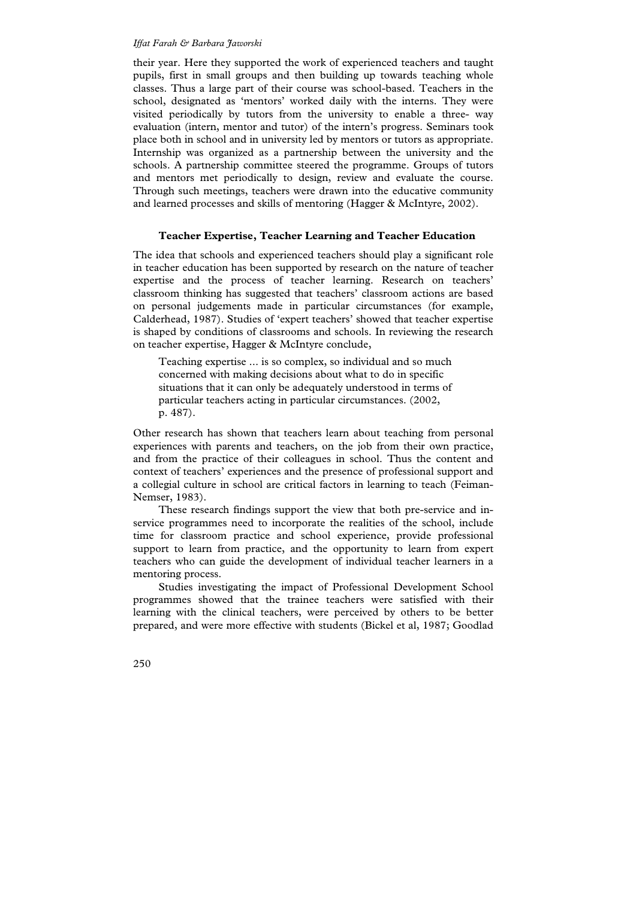their year. Here they supported the work of experienced teachers and taught pupils, first in small groups and then building up towards teaching whole classes. Thus a large part of their course was school-based. Teachers in the school, designated as 'mentors' worked daily with the interns. They were visited periodically by tutors from the university to enable a three- way evaluation (intern, mentor and tutor) of the intern's progress. Seminars took place both in school and in university led by mentors or tutors as appropriate. Internship was organized as a partnership between the university and the schools. A partnership committee steered the programme. Groups of tutors and mentors met periodically to design, review and evaluate the course. Through such meetings, teachers were drawn into the educative community and learned processes and skills of mentoring (Hagger & McIntyre, 2002).

## Teacher Expertise, Teacher Learning and Teacher Education

The idea that schools and experienced teachers should play a significant role in teacher education has been supported by research on the nature of teacher expertise and the process of teacher learning. Research on teachers' classroom thinking has suggested that teachers' classroom actions are based on personal judgements made in particular circumstances (for example, Calderhead, 1987). Studies of 'expert teachers' showed that teacher expertise is shaped by conditions of classrooms and schools. In reviewing the research on teacher expertise, Hagger & McIntyre conclude,

> Teaching expertise ... is so complex, so individual and so much concerned with making decisions about what to do in specific situations that it can only be adequately understood in terms of particular teachers acting in particular circumstances. (2002, p. 487).

Other research has shown that teachers learn about teaching from personal experiences with parents and teachers, on the job from their own practice, and from the practice of their colleagues in school. Thus the content and context of teachers' experiences and the presence of professional support and a collegial culture in school are critical factors in learning to teach (Feiman-Nemser, 1983).

These research findings support the view that both pre-service and in-service programmes need to incorporate the realities of the school, include time for classroom practice and school experience, provide professional support to learn from practice, and the opportunity to learn from expert teachers who can guide the development of individual teacher learners in a mentoring process.

Studies investigating the impact of Professional Development School programmes showed that the trainee teachers were satisfied with their learning with the clinical teachers, were perceived by others to be better prepared, and were more effective with students (Bickel et al, 1987; Goodlad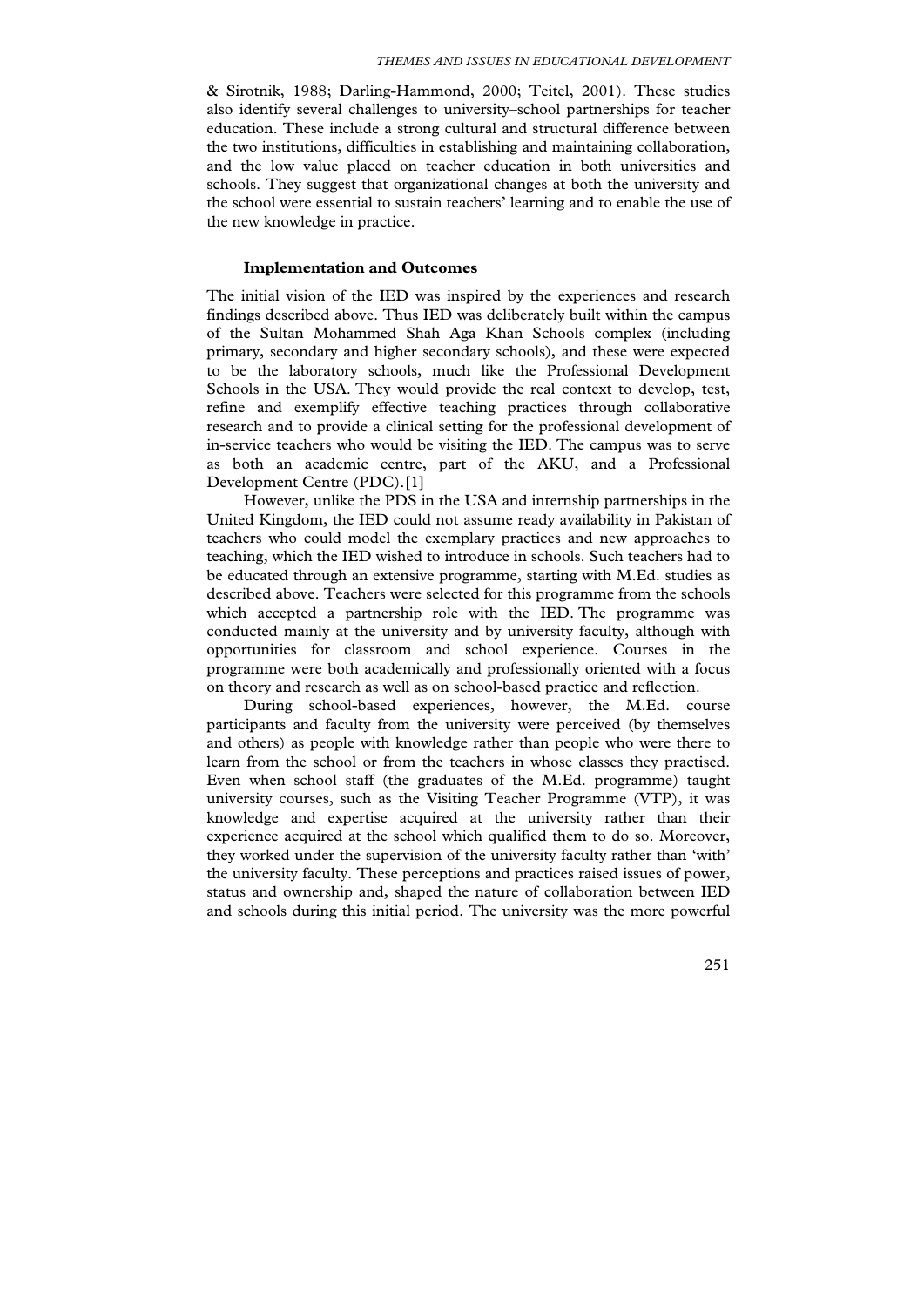& Sirotnik, 1988; Darling-Hammond, 2000; Teitel, 2001). These studies also identify several challenges to university–school partnerships for teacher education. These include a strong cultural and structural difference between the two institutions, difficulties in establishing and maintaining collaboration, and the low value placed on teacher education in both universities and schools. They suggest that organizational changes at both the university and the school were essential to sustain teachers' learning and to enable the use of the new knowledge in practice.

### Implementation and Outcomes

The initial vision of the IED was inspired by the experiences and research findings described above. Thus IED was deliberately built within the campus of the Sultan Mohammed Shah Aga Khan Schools complex (including primary, secondary and higher secondary schools), and these were expected to be the laboratory schools, much like the Professional Development Schools in the USA. They would provide the real context to develop, test, refine and exemplify effective teaching practices through collaborative research and to provide a clinical setting for the professional development of in-service teachers who would be visiting the IED. The campus was to serve as both an academic centre, part of the AKU, and a Professional Development Centre (PDC).[1]

However, unlike the PDS in the USA and internship partnerships in the United Kingdom, the IED could not assume ready availability in Pakistan of teachers who could model the exemplary practices and new approaches to teaching, which the IED wished to introduce in schools. Such teachers had to be educated through an extensive programme, starting with M.Ed. studies as described above. Teachers were selected for this programme from the schools which accepted a partnership role with the IED. The programme was conducted mainly at the university and by university faculty, although with opportunities for classroom and school experience. Courses in the programme were both academically and professionally oriented with a focus on theory and research as well as on school-based practice and reflection.

During school-based experiences, however, the M.Ed. course participants and faculty from the university were perceived (by themselves and others) as people with knowledge rather than people who were there to learn from the school or from the teachers in whose classes they practised. Even when school staff (the graduates of the M.Ed. programme) taught university courses, such as the Visiting Teacher Programme (VTP), it was knowledge and expertise acquired at the university rather than their experience acquired at the school which qualified them to do so. Moreover, they worked under the supervision of the university faculty rather than 'with' the university faculty. These perceptions and practices raised issues of power, status and ownership and, shaped the nature of collaboration between IED and schools during this initial period. The university was the more powerful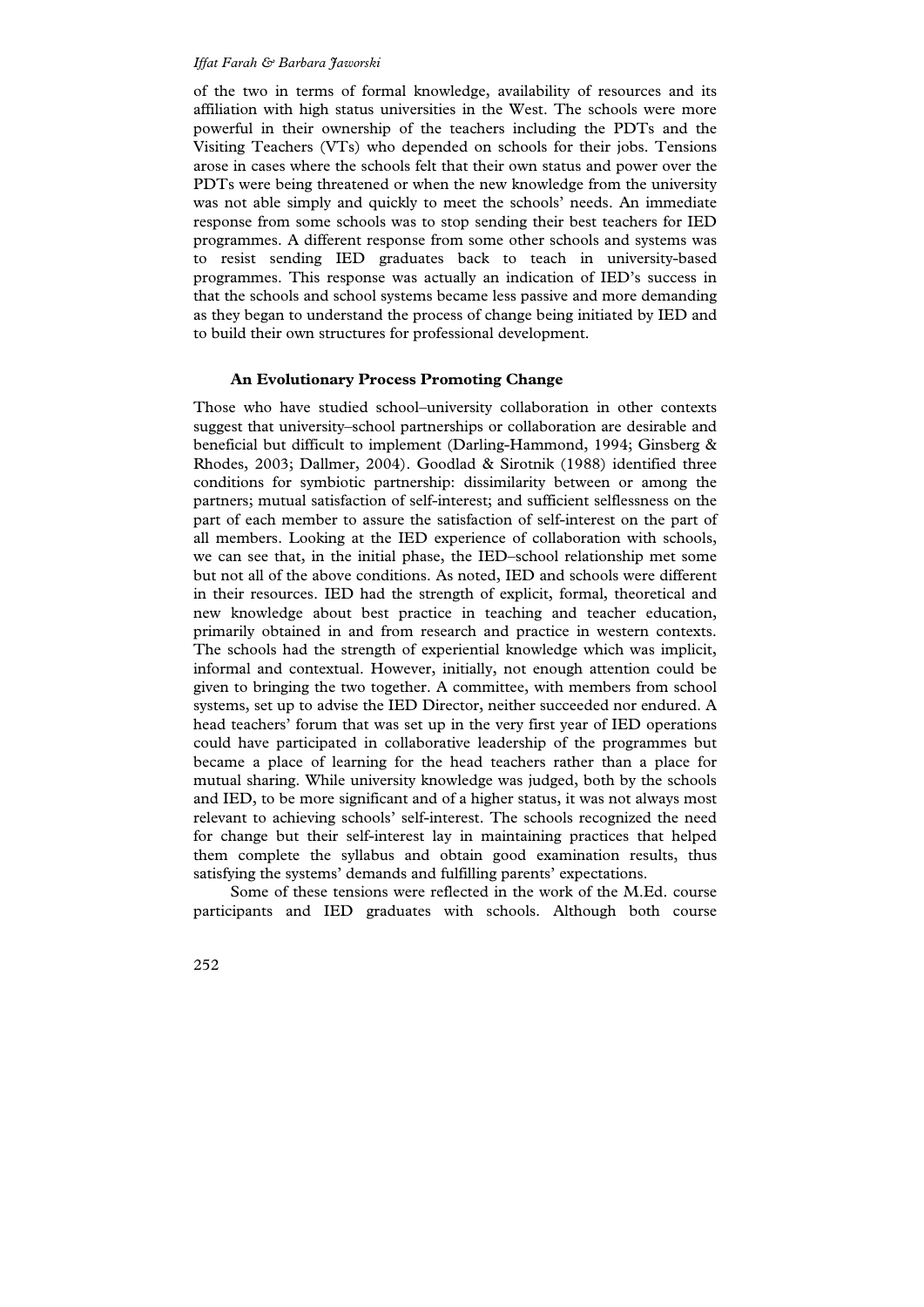of the two in terms of formal knowledge, availability of resources and its affiliation with high status universities in the West. The schools were more powerful in their ownership of the teachers including the PDTs and the Visiting Teachers (VTs) who depended on schools for their jobs. Tensions arose in cases where the schools felt that their own status and power over the PDTs were being threatened or when the new knowledge from the university was not able simply and quickly to meet the schools' needs. An immediate response from some schools was to stop sending their best teachers for IED programmes. A different response from some other schools and systems was to resist sending IED graduates back to teach in university-based programmes. This response was actually an indication of IED's success in that the schools and school systems became less passive and more demanding as they began to understand the process of change being initiated by IED and to build their own structures for professional development.

### An Evolutionary Process Promoting Change

Those who have studied school–university collaboration in other contexts suggest that university–school partnerships or collaboration are desirable and beneficial but difficult to implement (Darling-Hammond, 1994; Ginsberg & Rhodes, 2003; Dallmer, 2004). Goodlad & Sirotnik (1988) identified three conditions for symbiotic partnership: dissimilarity between or among the partners; mutual satisfaction of self-interest; and sufficient selflessness on the part of each member to assure the satisfaction of self-interest on the part of all members. Looking at the IED experience of collaboration with schools, we can see that, in the initial phase, the IED–school relationship met some but not all of the above conditions. As noted, IED and schools were different in their resources. IED had the strength of explicit, formal, theoretical and new knowledge about best practice in teaching and teacher education, primarily obtained in and from research and practice in western contexts. The schools had the strength of experiential knowledge which was implicit, informal and contextual. However, initially, not enough attention could be given to bringing the two together. A committee, with members from school systems, set up to advise the IED Director, neither succeeded nor endured. A head teachers' forum that was set up in the very first year of IED operations could have participated in collaborative leadership of the programmes but became a place of learning for the head teachers rather than a place for mutual sharing. While university knowledge was judged, both by the schools and IED, to be more significant and of a higher status, it was not always most relevant to achieving schools' self-interest. The schools recognized the need for change but their self-interest lay in maintaining practices that helped them complete the syllabus and obtain good examination results, thus satisfying the systems' demands and fulfilling parents' expectations.

Some of these tensions were reflected in the work of the M.Ed. course participants and IED graduates with schools. Although both course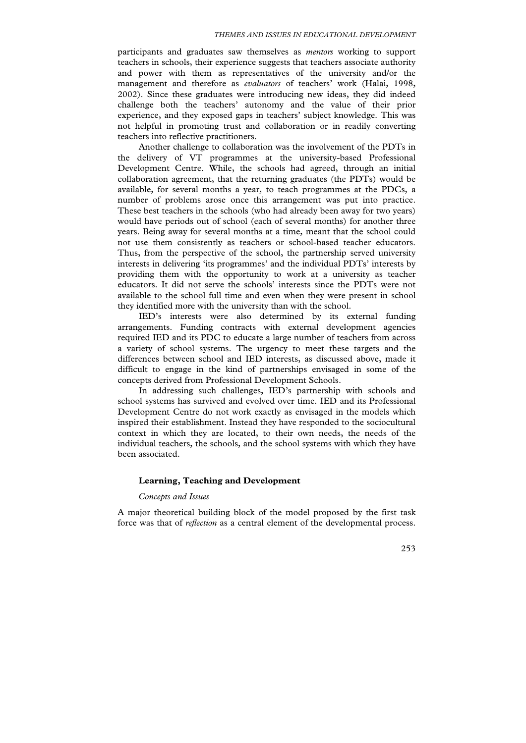participants and graduates saw themselves as *mentors* working to support teachers in schools, their experience suggests that teachers associate authority and power with them as representatives of the university and/or the management and therefore as *evaluators* of teachers' work (Halai, 1998, 2002). Since these graduates were introducing new ideas, they did indeed challenge both the teachers' autonomy and the value of their prior experience, and they exposed gaps in teachers' subject knowledge. This was not helpful in promoting trust and collaboration or in readily converting teachers into reflective practitioners.

Another challenge to collaboration was the involvement of the PDTs in the delivery of VT programmes at the university-based Professional Development Centre. While, the schools had agreed, through an initial collaboration agreement, that the returning graduates (the PDTs) would be available, for several months a year, to teach programmes at the PDCs, a number of problems arose once this arrangement was put into practice. These best teachers in the schools (who had already been away for two years) would have periods out of school (each of several months) for another three years. Being away for several months at a time, meant that the school could not use them consistently as teachers or school-based teacher educators. Thus, from the perspective of the school, the partnership served university interests in delivering 'its programmes' and the individual PDTs' interests by providing them with the opportunity to work at a university as teacher educators. It did not serve the schools' interests since the PDTs were not available to the school full time and even when they were present in school they identified more with the university than with the school.

IED's interests were also determined by its external funding arrangements. Funding contracts with external development agencies required IED and its PDC to educate a large number of teachers from across a variety of school systems. The urgency to meet these targets and the differences between school and IED interests, as discussed above, made it difficult to engage in the kind of partnerships envisaged in some of the concepts derived from Professional Development Schools.

In addressing such challenges, IED's partnership with schools and school systems has survived and evolved over time. IED and its Professional Development Centre do not work exactly as envisaged in the models which inspired their establishment. Instead they have responded to the sociocultural context in which they are located, to their own needs, the needs of the individual teachers, the schools, and the school systems with which they have been associated.

## Learning, Teaching and Development

### *Concepts and Issues*

A major theoretical building block of the model proposed by the first task force was that of *reflection* as a central element of the developmental process.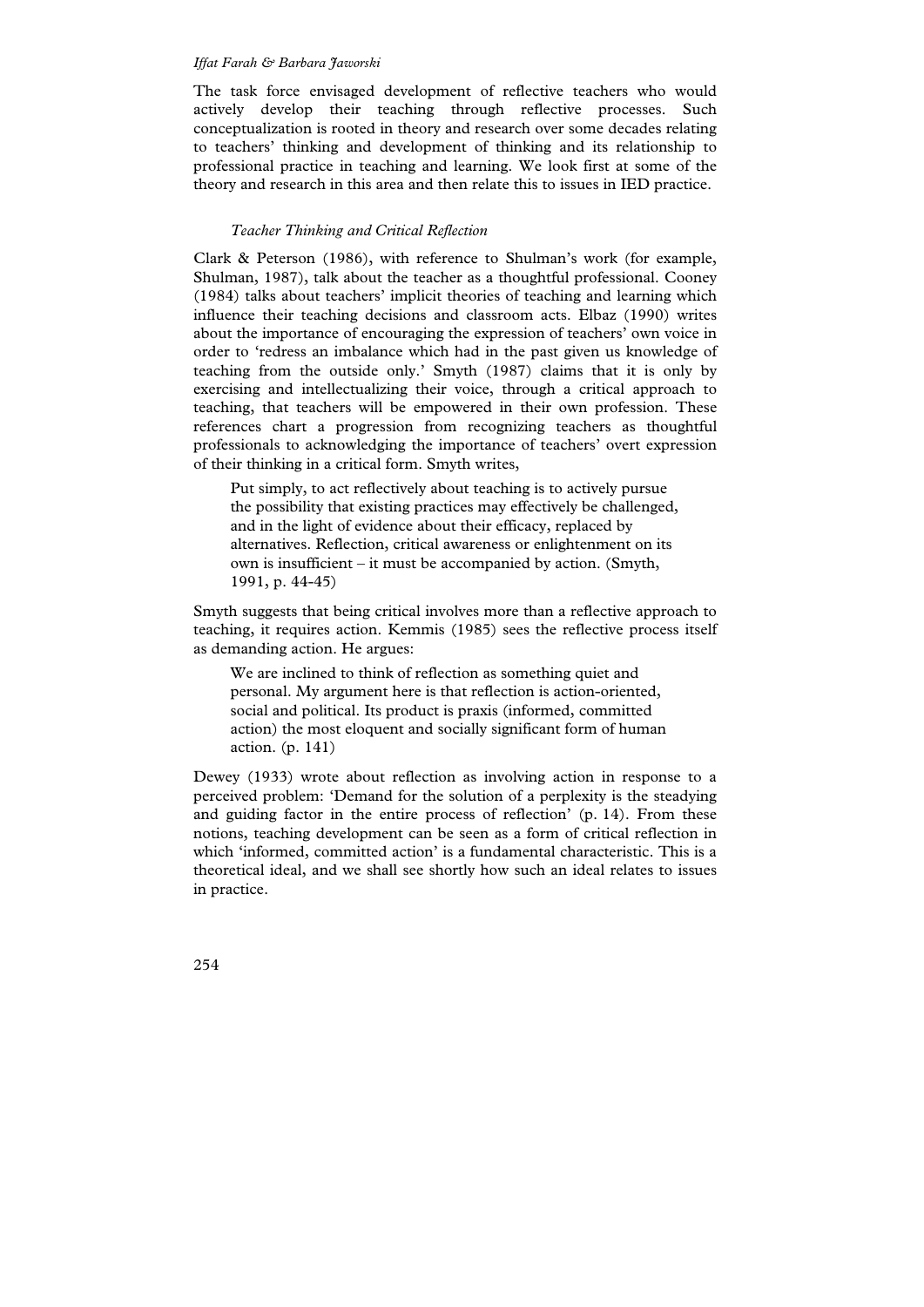The task force envisaged development of reflective teachers who would actively develop their teaching through reflective processes. Such conceptualization is rooted in theory and research over some decades relating to teachers' thinking and development of thinking and its relationship to professional practice in teaching and learning. We look first at some of the theory and research in this area and then relate this to issues in IED practice.

### *Teacher Thinking and Critical Reflection*

Clark & Peterson (1986), with reference to Shulman's work (for example, Shulman, 1987), talk about the teacher as a thoughtful professional. Cooney (1984) talks about teachers' implicit theories of teaching and learning which influence their teaching decisions and classroom acts. Elbaz (1990) writes about the importance of encouraging the expression of teachers' own voice in order to 'redress an imbalance which had in the past given us knowledge of teaching from the outside only.' Smyth (1987) claims that it is only by exercising and intellectualizing their voice, through a critical approach to teaching, that teachers will be empowered in their own profession. These references chart a progression from recognizing teachers as thoughtful professionals to acknowledging the importance of teachers' overt expression of their thinking in a critical form. Smyth writes,

> Put simply, to act reflectively about teaching is to actively pursue the possibility that existing practices may effectively be challenged, and in the light of evidence about their efficacy, replaced by alternatives. Reflection, critical awareness or enlightenment on its own is insufficient – it must be accompanied by action. (Smyth, 1991, p. 44-45)

Smyth suggests that being critical involves more than a reflective approach to teaching, it requires action. Kemmis (1985) sees the reflective process itself as demanding action. He argues:

> We are inclined to think of reflection as something quiet and personal. My argument here is that reflection is action-oriented, social and political. Its product is praxis (informed, committed action) the most eloquent and socially significant form of human action. (p. 141)

Dewey (1933) wrote about reflection as involving action in response to a perceived problem: 'Demand for the solution of a perplexity is the steadying and guiding factor in the entire process of reflection' (p. 14). From these notions, teaching development can be seen as a form of critical reflection in which 'informed, committed action' is a fundamental characteristic. This is a theoretical ideal, and we shall see shortly how such an ideal relates to issues in practice.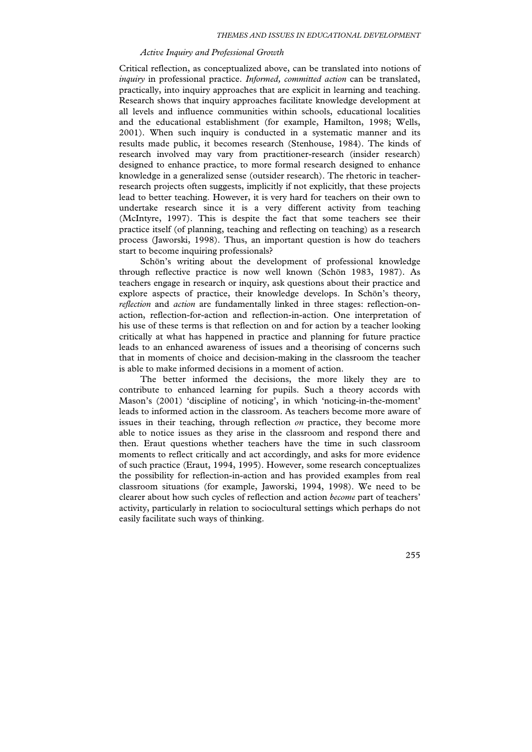### *Active Inquiry and Professional Growth*

Critical reflection, as conceptualized above, can be translated into notions of *inquiry* in professional practice. *Informed, committed action* can be translated, practically, into inquiry approaches that are explicit in learning and teaching. Research shows that inquiry approaches facilitate knowledge development at all levels and influence communities within schools, educational localities and the educational establishment (for example, Hamilton, 1998; Wells, 2001). When such inquiry is conducted in a systematic manner and its results made public, it becomes research (Stenhouse, 1984). The kinds of research involved may vary from practitioner-research (insider research) designed to enhance practice, to more formal research designed to enhance knowledge in a generalized sense (outsider research). The rhetoric in teacher-research projects often suggests, implicitly if not explicitly, that these projects lead to better teaching. However, it is very hard for teachers on their own to undertake research since it is a very different activity from teaching (McIntyre, 1997). This is despite the fact that some teachers see their practice itself (of planning, teaching and reflecting on teaching) as a research process (Jaworski, 1998). Thus, an important question is how do teachers start to become inquiring professionals?

Schön's writing about the development of professional knowledge through reflective practice is now well known (Schön 1983, 1987). As teachers engage in research or inquiry, ask questions about their practice and explore aspects of practice, their knowledge develops. In Schön's theory, *reflection* and *action* are fundamentally linked in three stages: reflection-on-action, reflection-for-action and reflection-in-action. One interpretation of his use of these terms is that reflection on and for action by a teacher looking critically at what has happened in practice and planning for future practice leads to an enhanced awareness of issues and a theorising of concerns such that in moments of choice and decision-making in the classroom the teacher is able to make informed decisions in a moment of action.

The better informed the decisions, the more likely they are to contribute to enhanced learning for pupils. Such a theory accords with Mason's (2001) 'discipline of noticing', in which 'noticing-in-the-moment' leads to informed action in the classroom. As teachers become more aware of issues in their teaching, through reflection *on* practice, they become more able to notice issues as they arise in the classroom and respond there and then. Eraut questions whether teachers have the time in such classroom moments to reflect critically and act accordingly, and asks for more evidence of such practice (Eraut, 1994, 1995). However, some research conceptualizes the possibility for reflection-in-action and has provided examples from real classroom situations (for example, Jaworski, 1994, 1998). We need to be clearer about how such cycles of reflection and action *become* part of teachers' activity, particularly in relation to sociocultural settings which perhaps do not easily facilitate such ways of thinking.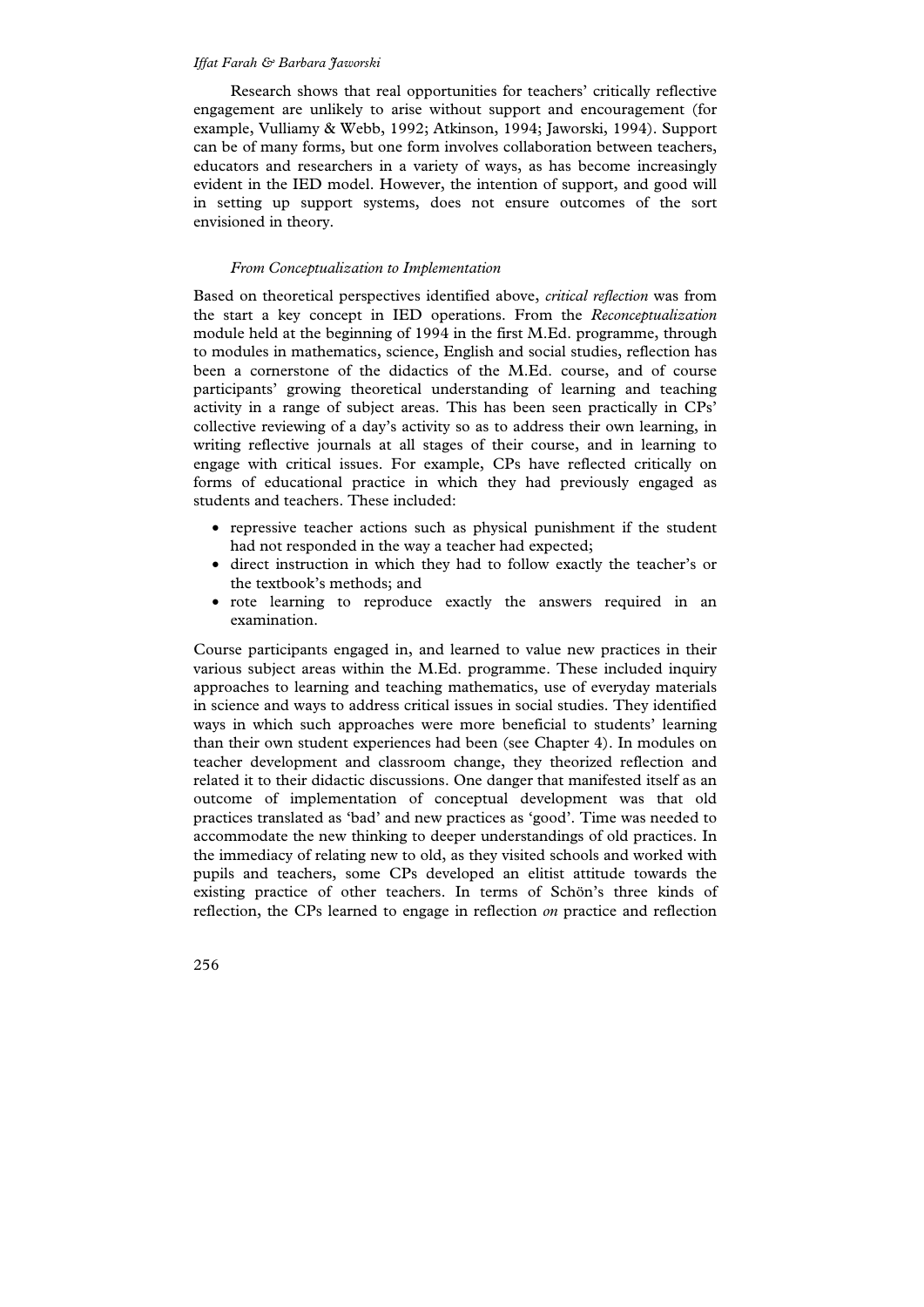Research shows that real opportunities for teachers' critically reflective engagement are unlikely to arise without support and encouragement (for example, Vulliamy & Webb, 1992; Atkinson, 1994; Jaworski, 1994). Support can be of many forms, but one form involves collaboration between teachers, educators and researchers in a variety of ways, as has become increasingly evident in the IED model. However, the intention of support, and good will in setting up support systems, does not ensure outcomes of the sort envisioned in theory.

### *From Conceptualization to Implementation*

Based on theoretical perspectives identified above, *critical reflection* was from the start a key concept in IED operations. From the *Reconceptualization* module held at the beginning of 1994 in the first M.Ed. programme, through to modules in mathematics, science, English and social studies, reflection has been a cornerstone of the didactics of the M.Ed. course, and of course participants' growing theoretical understanding of learning and teaching activity in a range of subject areas. This has been seen practically in CPs' collective reviewing of a day's activity so as to address their own learning, in writing reflective journals at all stages of their course, and in learning to engage with critical issues. For example, CPs have reflected critically on forms of educational practice in which they had previously engaged as students and teachers. These included:

- repressive teacher actions such as physical punishment if the student had not responded in the way a teacher had expected;
- direct instruction in which they had to follow exactly the teacher's or the textbook's methods; and
- rote learning to reproduce exactly the answers required in an examination.

Course participants engaged in, and learned to value new practices in their various subject areas within the M.Ed. programme. These included inquiry approaches to learning and teaching mathematics, use of everyday materials in science and ways to address critical issues in social studies. They identified ways in which such approaches were more beneficial to students' learning than their own student experiences had been (see Chapter 4). In modules on teacher development and classroom change, they theorized reflection and related it to their didactic discussions. One danger that manifested itself as an outcome of implementation of conceptual development was that old practices translated as 'bad' and new practices as 'good'. Time was needed to accommodate the new thinking to deeper understandings of old practices. In the immediacy of relating new to old, as they visited schools and worked with pupils and teachers, some CPs developed an elitist attitude towards the existing practice of other teachers. In terms of Schön's three kinds of reflection, the CPs learned to engage in reflection *on* practice and reflection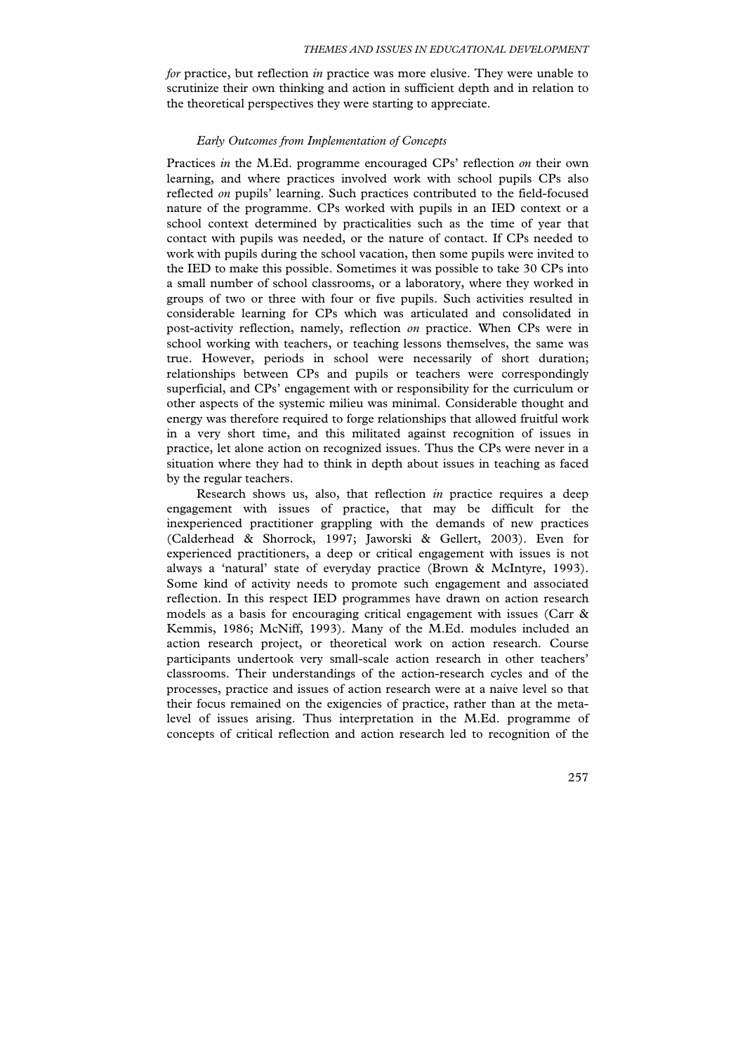*for* practice, but reflection *in* practice was more elusive. They were unable to scrutinize their own thinking and action in sufficient depth and in relation to the theoretical perspectives they were starting to appreciate.

### *Early Outcomes from Implementation of Concepts*

Practices *in* the M.Ed. programme encouraged CPs' reflection *on* their own learning, and where practices involved work with school pupils CPs also reflected *on* pupils' learning. Such practices contributed to the field-focused nature of the programme. CPs worked with pupils in an IED context or a school context determined by practicalities such as the time of year that contact with pupils was needed, or the nature of contact. If CPs needed to work with pupils during the school vacation, then some pupils were invited to the IED to make this possible. Sometimes it was possible to take 30 CPs into a small number of school classrooms, or a laboratory, where they worked in groups of two or three with four or five pupils. Such activities resulted in considerable learning for CPs which was articulated and consolidated in post-activity reflection, namely, reflection *on* practice. When CPs were in school working with teachers, or teaching lessons themselves, the same was true. However, periods in school were necessarily of short duration; relationships between CPs and pupils or teachers were correspondingly superficial, and CPs' engagement with or responsibility for the curriculum or other aspects of the systemic milieu was minimal. Considerable thought and energy was therefore required to forge relationships that allowed fruitful work in a very short time, and this militated against recognition of issues in practice, let alone action on recognized issues. Thus the CPs were never in a situation where they had to think in depth about issues in teaching as faced by the regular teachers.

Research shows us, also, that reflection *in* practice requires a deep engagement with issues of practice, that may be difficult for the inexperienced practitioner grappling with the demands of new practices (Calderhead & Shorrock, 1997; Jaworski & Gellert, 2003). Even for experienced practitioners, a deep or critical engagement with issues is not always a 'natural' state of everyday practice (Brown & McIntyre, 1993). Some kind of activity needs to promote such engagement and associated reflection. In this respect IED programmes have drawn on action research models as a basis for encouraging critical engagement with issues (Carr & Kemmis, 1986; McNiff, 1993). Many of the M.Ed. modules included an action research project, or theoretical work on action research. Course participants undertook very small-scale action research in other teachers' classrooms. Their understandings of the action-research cycles and of the processes, practice and issues of action research were at a naive level so that their focus remained on the exigencies of practice, rather than at the meta-level of issues arising. Thus interpretation in the M.Ed. programme of concepts of critical reflection and action research led to recognition of the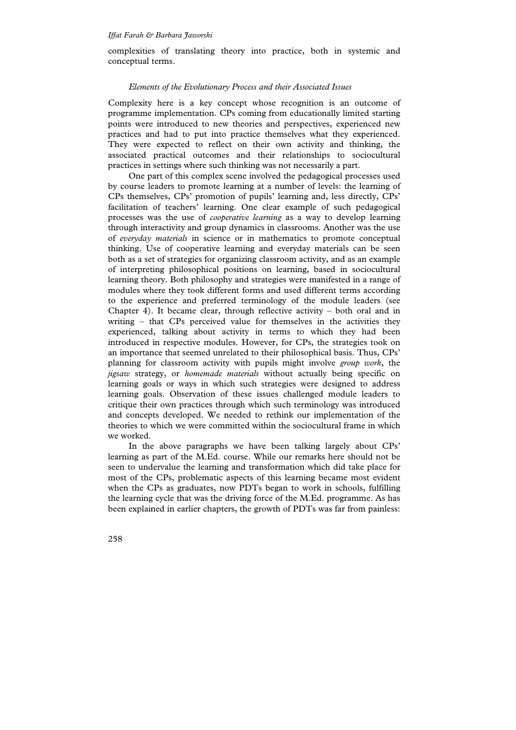complexities of translating theory into practice, both in systemic and conceptual terms.

### *Elements of the Evolutionary Process and their Associated Issues*

Complexity here is a key concept whose recognition is an outcome of programme implementation. CPs coming from educationally limited starting points were introduced to new theories and perspectives, experienced new practices and had to put into practice themselves what they experienced. They were expected to reflect on their own activity and thinking, the associated practical outcomes and their relationships to sociocultural practices in settings where such thinking was not necessarily a part.

One part of this complex scene involved the pedagogical processes used by course leaders to promote learning at a number of levels: the learning of CPs themselves, CPs' promotion of pupils' learning and, less directly, CPs' facilitation of teachers' learning. One clear example of such pedagogical processes was the use of *cooperative learning* as a way to develop learning through interactivity and group dynamics in classrooms. Another was the use of *everyday materials* in science or in mathematics to promote conceptual thinking. Use of cooperative learning and everyday materials can be seen both as a set of strategies for organizing classroom activity, and as an example of interpreting philosophical positions on learning, based in sociocultural learning theory. Both philosophy and strategies were manifested in a range of modules where they took different forms and used different terms according to the experience and preferred terminology of the module leaders (see Chapter 4). It became clear, through reflective activity – both oral and in writing – that CPs perceived value for themselves in the activities they experienced, talking about activity in terms to which they had been introduced in respective modules. However, for CPs, the strategies took on an importance that seemed unrelated to their philosophical basis. Thus, CPs' planning for classroom activity with pupils might involve *group work*, the *jigsaw* strategy, or *homemade materials* without actually being specific on learning goals or ways in which such strategies were designed to address learning goals. Observation of these issues challenged module leaders to critique their own practices through which such terminology was introduced and concepts developed. We needed to rethink our implementation of the theories to which we were committed within the sociocultural frame in which we worked.

In the above paragraphs we have been talking largely about CPs' learning as part of the M.Ed. course. While our remarks here should not be seen to undervalue the learning and transformation which did take place for most of the CPs, problematic aspects of this learning became most evident when the CPs as graduates, now PDTs began to work in schools, fulfilling the learning cycle that was the driving force of the M.Ed. programme. As has been explained in earlier chapters, the growth of PDTs was far from painless: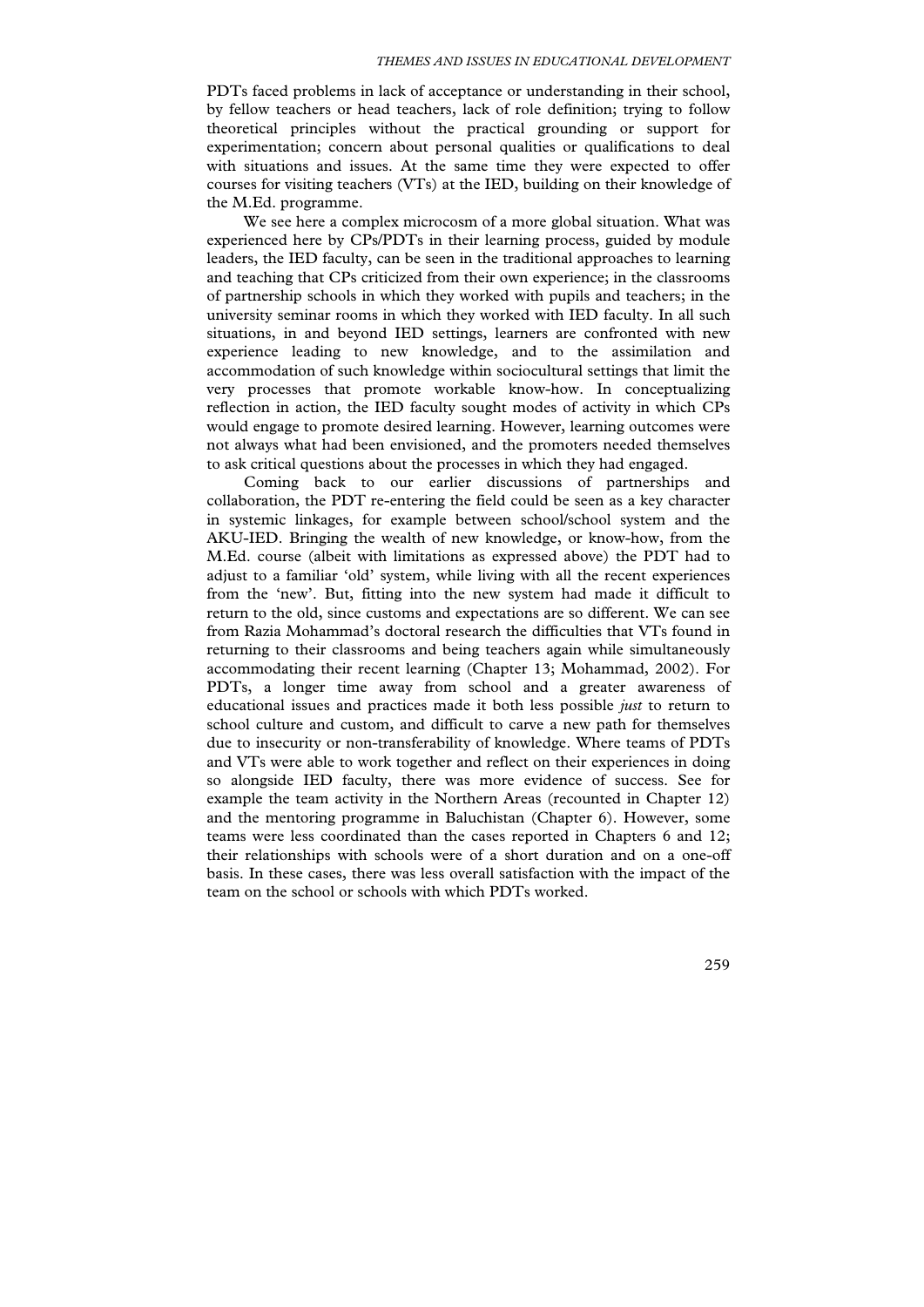PDTs faced problems in lack of acceptance or understanding in their school, by fellow teachers or head teachers, lack of role definition; trying to follow theoretical principles without the practical grounding or support for experimentation; concern about personal qualities or qualifications to deal with situations and issues. At the same time they were expected to offer courses for visiting teachers (VTs) at the IED, building on their knowledge of the M.Ed. programme.

We see here a complex microcosm of a more global situation. What was experienced here by CPs/PDTs in their learning process, guided by module leaders, the IED faculty, can be seen in the traditional approaches to learning and teaching that CPs criticized from their own experience; in the classrooms of partnership schools in which they worked with pupils and teachers; in the university seminar rooms in which they worked with IED faculty. In all such situations, in and beyond IED settings, learners are confronted with new experience leading to new knowledge, and to the assimilation and accommodation of such knowledge within sociocultural settings that limit the very processes that promote workable know-how. In conceptualizing reflection in action, the IED faculty sought modes of activity in which CPs would engage to promote desired learning. However, learning outcomes were not always what had been envisioned, and the promoters needed themselves to ask critical questions about the processes in which they had engaged.

Coming back to our earlier discussions of partnerships and collaboration, the PDT re-entering the field could be seen as a key character in systemic linkages, for example between school/school system and the AKU-IED. Bringing the wealth of new knowledge, or know-how, from the M.Ed. course (albeit with limitations as expressed above) the PDT had to adjust to a familiar 'old' system, while living with all the recent experiences from the 'new'. But, fitting into the new system had made it difficult to return to the old, since customs and expectations are so different. We can see from Razia Mohammad's doctoral research the difficulties that VTs found in returning to their classrooms and being teachers again while simultaneously accommodating their recent learning (Chapter 13; Mohammad, 2002). For PDTs, a longer time away from school and a greater awareness of educational issues and practices made it both less possible *just* to return to school culture and custom, and difficult to carve a new path for themselves due to insecurity or non-transferability of knowledge. Where teams of PDTs and VTs were able to work together and reflect on their experiences in doing so alongside IED faculty, there was more evidence of success. See for example the team activity in the Northern Areas (recounted in Chapter 12) and the mentoring programme in Baluchistan (Chapter 6). However, some teams were less coordinated than the cases reported in Chapters 6 and 12; their relationships with schools were of a short duration and on a one-off basis. In these cases, there was less overall satisfaction with the impact of the team on the school or schools with which PDTs worked.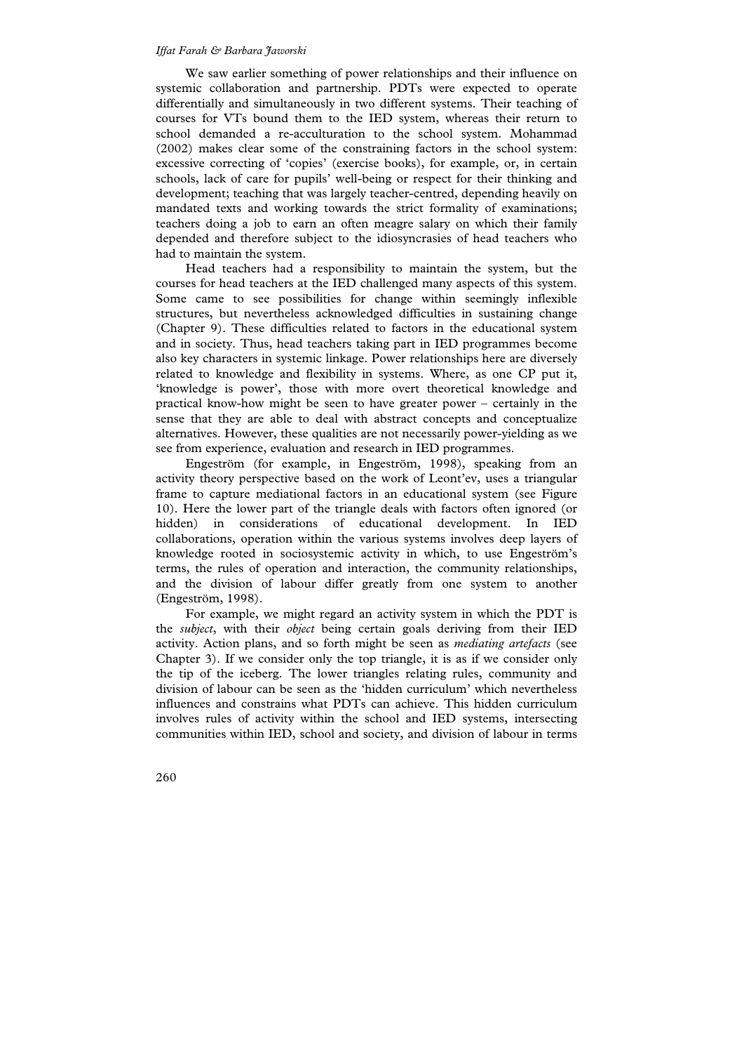We saw earlier something of power relationships and their influence on systemic collaboration and partnership. PDTs were expected to operate differentially and simultaneously in two different systems. Their teaching of courses for VTs bound them to the IED system, whereas their return to school demanded a re-acculturation to the school system. Mohammad (2002) makes clear some of the constraining factors in the school system: excessive correcting of 'copies' (exercise books), for example, or, in certain schools, lack of care for pupils' well-being or respect for their thinking and development; teaching that was largely teacher-centred, depending heavily on mandated texts and working towards the strict formality of examinations; teachers doing a job to earn an often meagre salary on which their family depended and therefore subject to the idiosyncrasies of head teachers who had to maintain the system.

Head teachers had a responsibility to maintain the system, but the courses for head teachers at the IED challenged many aspects of this system. Some came to see possibilities for change within seemingly inflexible structures, but nevertheless acknowledged difficulties in sustaining change (Chapter 9). These difficulties related to factors in the educational system and in society. Thus, head teachers taking part in IED programmes become also key characters in systemic linkage. Power relationships here are diversely related to knowledge and flexibility in systems. Where, as one CP put it, 'knowledge is power', those with more overt theoretical knowledge and practical know-how might be seen to have greater power – certainly in the sense that they are able to deal with abstract concepts and conceptualize alternatives. However, these qualities are not necessarily power-yielding as we see from experience, evaluation and research in IED programmes.

Engeström (for example, in Engeström, 1998), speaking from an activity theory perspective based on the work of Leont'ev, uses a triangular frame to capture mediational factors in an educational system (see Figure 10). Here the lower part of the triangle deals with factors often ignored (or hidden) in considerations of educational development. In IED collaborations, operation within the various systems involves deep layers of knowledge rooted in sociosystemic activity in which, to use Engeström's terms, the rules of operation and interaction, the community relationships, and the division of labour differ greatly from one system to another (Engeström, 1998).

For example, we might regard an activity system in which the PDT is the *subject*, with their *object* being certain goals deriving from their IED activity. Action plans, and so forth might be seen as *mediating artefacts* (see Chapter 3). If we consider only the top triangle, it is as if we consider only the tip of the iceberg. The lower triangles relating rules, community and division of labour can be seen as the 'hidden curriculum' which nevertheless influences and constrains what PDTs can achieve. This hidden curriculum involves rules of activity within the school and IED systems, intersecting communities within IED, school and society, and division of labour in terms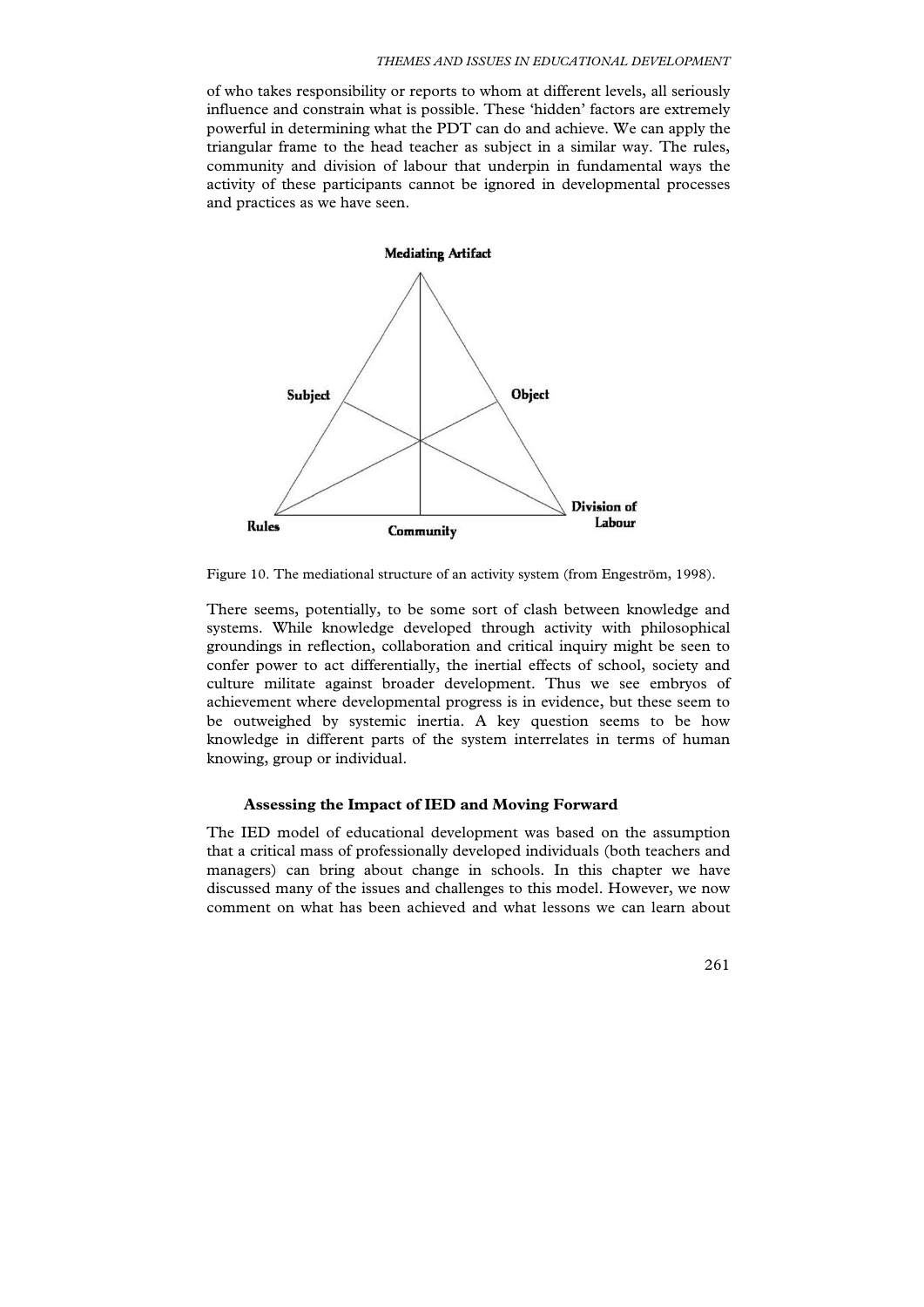of who takes responsibility or reports to whom at different levels, all seriously influence and constrain what is possible. These 'hidden' factors are extremely powerful in determining what the PDT can do and achieve. We can apply the triangular frame to the head teacher as subject in a similar way. The rules, community and division of labour that underpin in fundamental ways the activity of these participants cannot be ignored in developmental processes and practices as we have seen.

Figure 10. The mediational structure of an activity system (from Engeström, 1998).

There seems, potentially, to be some sort of clash between knowledge and systems. While knowledge developed through activity with philosophical groundings in reflection, collaboration and critical inquiry might be seen to confer power to act differentially, the inertial effects of school, society and culture militate against broader development. Thus we see embryos of achievement where developmental progress is in evidence, but these seem to be outweighed by systemic inertia. A key question seems to be how knowledge in different parts of the system interrelates in terms of human knowing, group or individual.

## Assessing the Impact of IED and Moving Forward

The IED model of educational development was based on the assumption that a critical mass of professionally developed individuals (both teachers and managers) can bring about change in schools. In this chapter we have discussed many of the issues and challenges to this model. However, we now comment on what has been achieved and what lessons we can learn about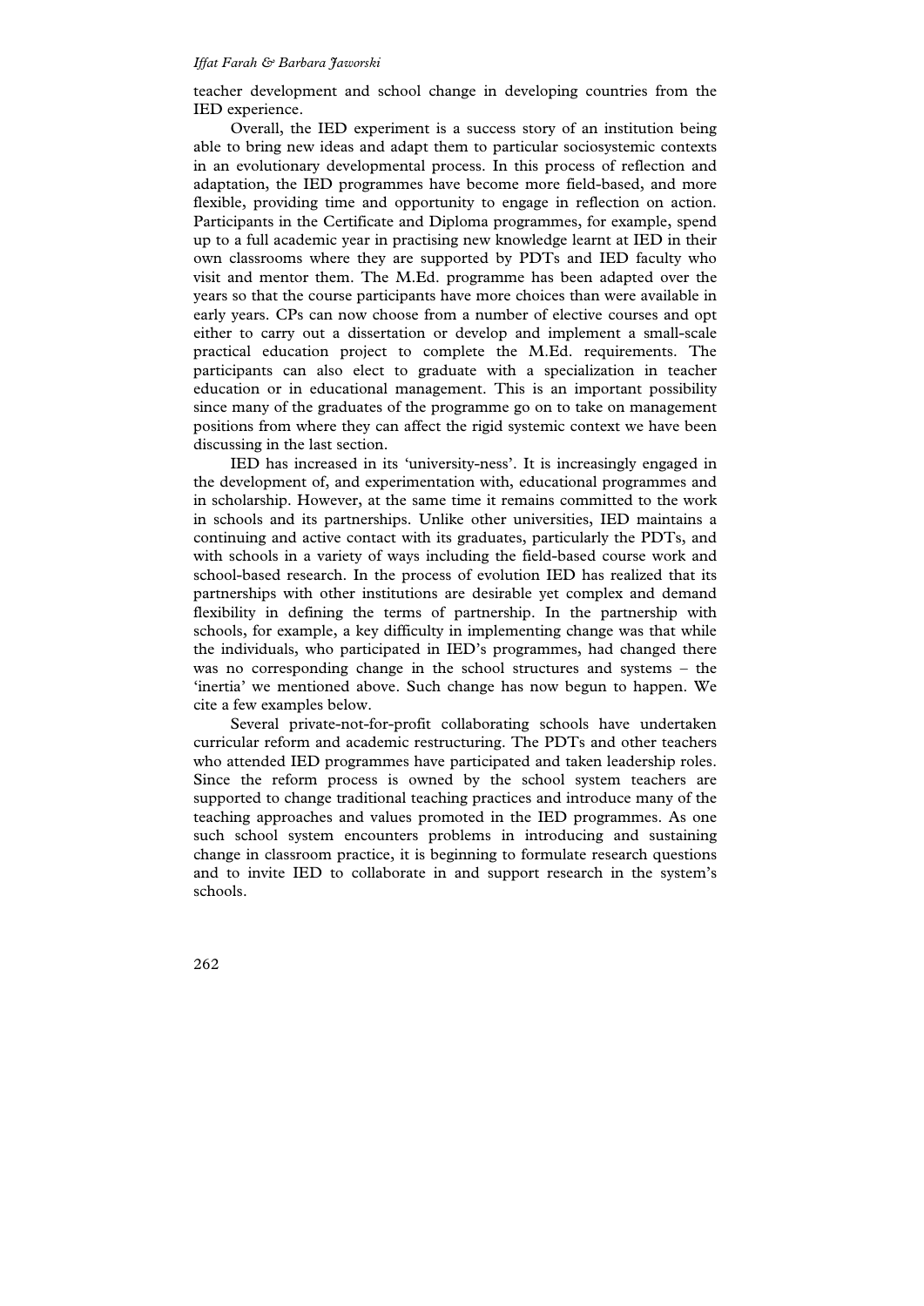teacher development and school change in developing countries from the IED experience.

Overall, the IED experiment is a success story of an institution being able to bring new ideas and adapt them to particular sociosystemic contexts in an evolutionary developmental process. In this process of reflection and adaptation, the IED programmes have become more field-based, and more flexible, providing time and opportunity to engage in reflection on action. Participants in the Certificate and Diploma programmes, for example, spend up to a full academic year in practising new knowledge learnt at IED in their own classrooms where they are supported by PDTs and IED faculty who visit and mentor them. The M.Ed. programme has been adapted over the years so that the course participants have more choices than were available in early years. CPs can now choose from a number of elective courses and opt either to carry out a dissertation or develop and implement a small-scale practical education project to complete the M.Ed. requirements. The participants can also elect to graduate with a specialization in teacher education or in educational management. This is an important possibility since many of the graduates of the programme go on to take on management positions from where they can affect the rigid systemic context we have been discussing in the last section.

IED has increased in its 'university-ness'. It is increasingly engaged in the development of, and experimentation with, educational programmes and in scholarship. However, at the same time it remains committed to the work in schools and its partnerships. Unlike other universities, IED maintains a continuing and active contact with its graduates, particularly the PDTs, and with schools in a variety of ways including the field-based course work and school-based research. In the process of evolution IED has realized that its partnerships with other institutions are desirable yet complex and demand flexibility in defining the terms of partnership. In the partnership with schools, for example, a key difficulty in implementing change was that while the individuals, who participated in IED's programmes, had changed there was no corresponding change in the school structures and systems – the 'inertia' we mentioned above. Such change has now begun to happen. We cite a few examples below.

Several private-not-for-profit collaborating schools have undertaken curricular reform and academic restructuring. The PDTs and other teachers who attended IED programmes have participated and taken leadership roles. Since the reform process is owned by the school system teachers are supported to change traditional teaching practices and introduce many of the teaching approaches and values promoted in the IED programmes. As one such school system encounters problems in introducing and sustaining change in classroom practice, it is beginning to formulate research questions and to invite IED to collaborate in and support research in the system's schools.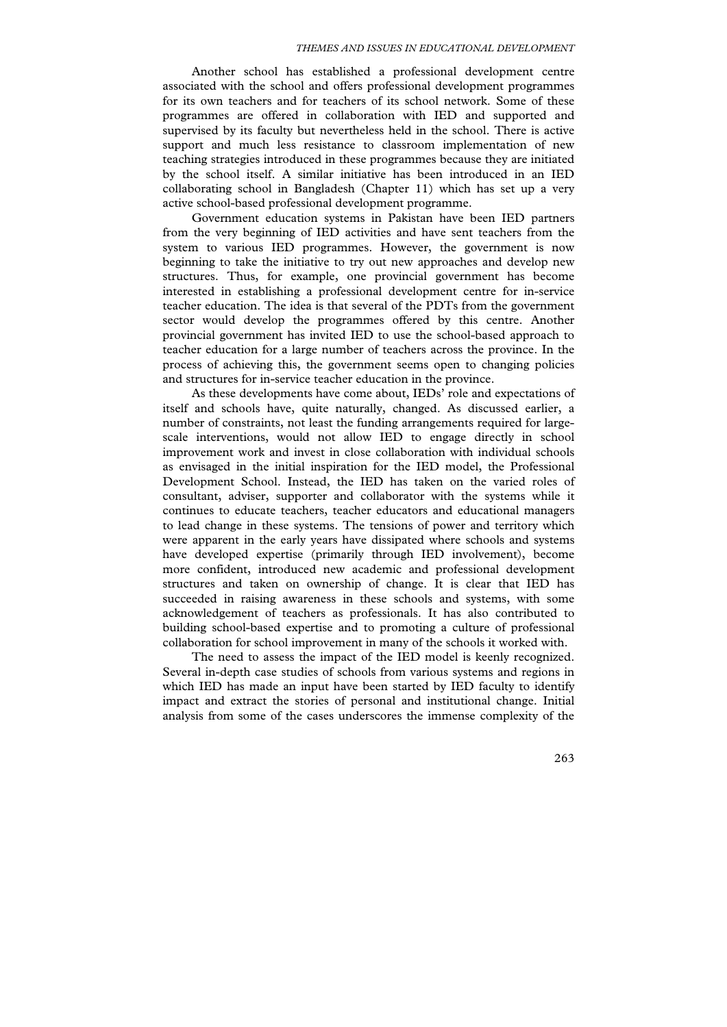Another school has established a professional development centre associated with the school and offers professional development programmes for its own teachers and for teachers of its school network. Some of these programmes are offered in collaboration with IED and supported and supervised by its faculty but nevertheless held in the school. There is active support and much less resistance to classroom implementation of new teaching strategies introduced in these programmes because they are initiated by the school itself. A similar initiative has been introduced in an IED collaborating school in Bangladesh (Chapter 11) which has set up a very active school-based professional development programme.

Government education systems in Pakistan have been IED partners from the very beginning of IED activities and have sent teachers from the system to various IED programmes. However, the government is now beginning to take the initiative to try out new approaches and develop new structures. Thus, for example, one provincial government has become interested in establishing a professional development centre for in-service teacher education. The idea is that several of the PDTs from the government sector would develop the programmes offered by this centre. Another provincial government has invited IED to use the school-based approach to teacher education for a large number of teachers across the province. In the process of achieving this, the government seems open to changing policies and structures for in-service teacher education in the province.

As these developments have come about, IEDs' role and expectations of itself and schools have, quite naturally, changed. As discussed earlier, a number of constraints, not least the funding arrangements required for large-scale interventions, would not allow IED to engage directly in school improvement work and invest in close collaboration with individual schools as envisaged in the initial inspiration for the IED model, the Professional Development School. Instead, the IED has taken on the varied roles of consultant, adviser, supporter and collaborator with the systems while it continues to educate teachers, teacher educators and educational managers to lead change in these systems. The tensions of power and territory which were apparent in the early years have dissipated where schools and systems have developed expertise (primarily through IED involvement), become more confident, introduced new academic and professional development structures and taken on ownership of change. It is clear that IED has succeeded in raising awareness in these schools and systems, with some acknowledgement of teachers as professionals. It has also contributed to building school-based expertise and to promoting a culture of professional collaboration for school improvement in many of the schools it worked with.

The need to assess the impact of the IED model is keenly recognized. Several in-depth case studies of schools from various systems and regions in which IED has made an input have been started by IED faculty to identify impact and extract the stories of personal and institutional change. Initial analysis from some of the cases underscores the immense complexity of the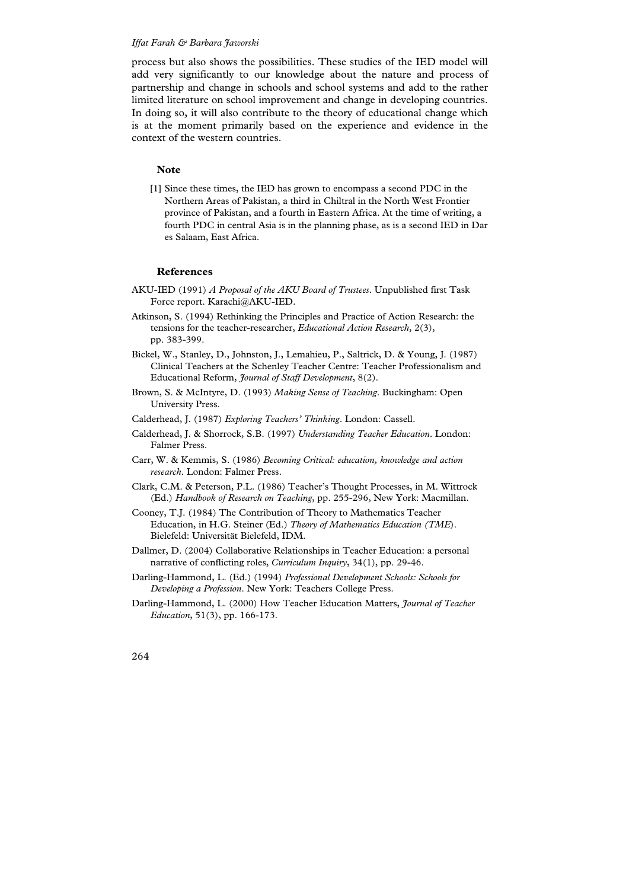process but also shows the possibilities. These studies of the IED model will add very significantly to our knowledge about the nature and process of partnership and change in schools and school systems and add to the rather limited literature on school improvement and change in developing countries. In doing so, it will also contribute to the theory of educational change which is at the moment primarily based on the experience and evidence in the context of the western countries.

## Note

[1] Since these times, the IED has grown to encompass a second PDC in the Northern Areas of Pakistan, a third in Chiltral in the North West Frontier province of Pakistan, and a fourth in Eastern Africa. At the time of writing, a fourth PDC in central Asia is in the planning phase, as is a second IED in Dar es Salaam, East Africa.

## References

AKU-IED (1991) *A Proposal of the AKU Board of Trustees*. Unpublished first Task Force report. Karachi@AKU-IED.

Atkinson, S. (1994) Rethinking the Principles and Practice of Action Research: the tensions for the teacher-researcher, *Educational Action Research*, 2(3), pp. 383-399.

Bickel, W., Stanley, D., Johnston, J., Lemahieu, P., Saltrick, D. & Young, J. (1987) Clinical Teachers at the Schenley Teacher Centre: Teacher Professionalism and Educational Reform, *Journal of Staff Development*, 8(2).

Brown, S. & McIntyre, D. (1993) *Making Sense of Teaching*. Buckingham: Open University Press.

Calderhead, J. (1987) *Exploring Teachers' Thinking*. London: Cassell.

Calderhead, J. & Shorrock, S.B. (1997) *Understanding Teacher Education*. London: Falmer Press.

Carr, W. & Kemmis, S. (1986) *Becoming Critical: education, knowledge and action research*. London: Falmer Press.

Clark, C.M. & Peterson, P.L. (1986) Teacher's Thought Processes, in M. Wittrock (Ed.) *Handbook of Research on Teaching*, pp. 255-296, New York: Macmillan.

Cooney, T.J. (1984) The Contribution of Theory to Mathematics Teacher Education, in H.G. Steiner (Ed.) *Theory of Mathematics Education (TME*). Bielefeld: Universität Bielefeld, IDM.

Dallmer, D. (2004) Collaborative Relationships in Teacher Education: a personal narrative of conflicting roles, *Curriculum Inquiry*, 34(1), pp. 29-46.

Darling-Hammond, L. (Ed.) (1994) *Professional Development Schools: Schools for Developing a Profession*. New York: Teachers College Press.

Darling-Hammond, L. (2000) How Teacher Education Matters, *Journal of Teacher Education*, 51(3), pp. 166-173.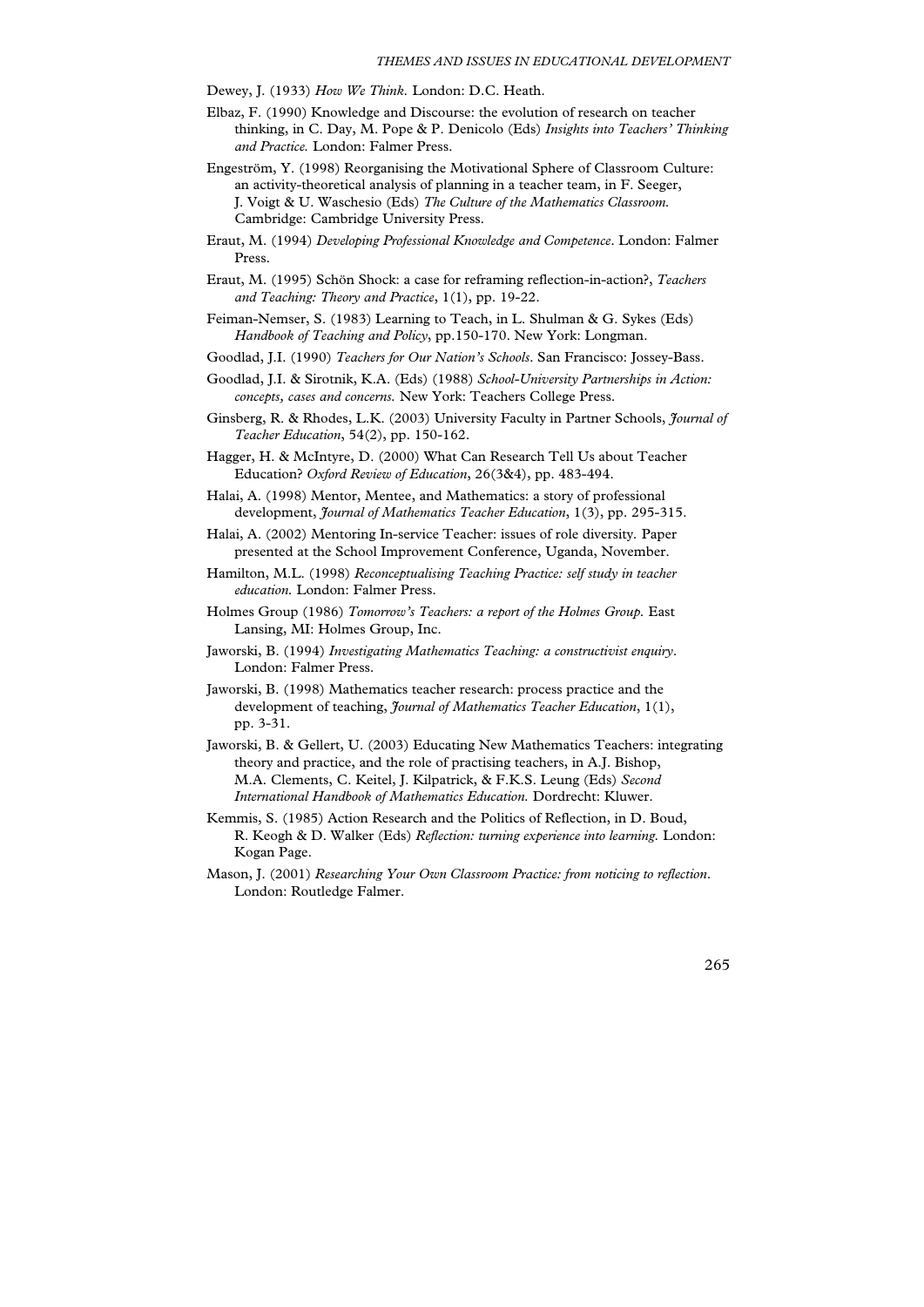Dewey, J. (1933) *How We Think.* London: D.C. Heath.

Elbaz, F. (1990) Knowledge and Discourse: the evolution of research on teacher thinking, in C. Day, M. Pope & P. Denicolo (Eds) *Insights into Teachers' Thinking and Practice.* London: Falmer Press.

Engeström, Y. (1998) Reorganising the Motivational Sphere of Classroom Culture: an activity-theoretical analysis of planning in a teacher team, in F. Seeger, J. Voigt & U. Waschesio (Eds) *The Culture of the Mathematics Classroom.* Cambridge: Cambridge University Press.

Eraut, M. (1994) *Developing Professional Knowledge and Competence*. London: Falmer Press.

Eraut, M. (1995) Schön Shock: a case for reframing reflection-in-action?, *Teachers and Teaching: Theory and Practice*, 1(1), pp. 19-22.

Feiman-Nemser, S. (1983) Learning to Teach, in L. Shulman & G. Sykes (Eds) *Handbook of Teaching and Policy*, pp.150-170. New York: Longman.

Goodlad, J.I. (1990) *Teachers for Our Nation's Schools*. San Francisco: Jossey-Bass.

Goodlad, J.I. & Sirotnik, K.A. (Eds) (1988) *School-University Partnerships in Action: concepts, cases and concerns.* New York: Teachers College Press.

Ginsberg, R. & Rhodes, L.K. (2003) University Faculty in Partner Schools, *Journal of Teacher Education*, 54(2), pp. 150-162.

Hagger, H. & McIntyre, D. (2000) What Can Research Tell Us about Teacher Education? *Oxford Review of Education*, 26(3&4), pp. 483-494.

Halai, A. (1998) Mentor, Mentee, and Mathematics: a story of professional development, *Journal of Mathematics Teacher Education*, 1(3), pp. 295-315.

Halai, A. (2002) Mentoring In-service Teacher: issues of role diversity. Paper presented at the School Improvement Conference, Uganda, November.

Hamilton, M.L. (1998) *Reconceptualising Teaching Practice: self study in teacher education.* London: Falmer Press.

Holmes Group (1986) *Tomorrow's Teachers: a report of the Holmes Group.* East Lansing, MI: Holmes Group, Inc.

Jaworski, B. (1994) *Investigating Mathematics Teaching: a constructivist enquiry*. London: Falmer Press.

Jaworski, B. (1998) Mathematics teacher research: process practice and the development of teaching, *Journal of Mathematics Teacher Education*, 1(1), pp. 3-31.

Jaworski, B. & Gellert, U. (2003) Educating New Mathematics Teachers: integrating theory and practice, and the role of practising teachers, in A.J. Bishop, M.A. Clements, C. Keitel, J. Kilpatrick, & F.K.S. Leung (Eds) *Second International Handbook of Mathematics Education.* Dordrecht: Kluwer.

Kemmis, S. (1985) Action Research and the Politics of Reflection, in D. Boud, R. Keogh & D. Walker (Eds) *Reflection: turning experience into learning.* London: Kogan Page.

Mason, J. (2001) *Researching Your Own Classroom Practice: from noticing to reflection*. London: Routledge Falmer.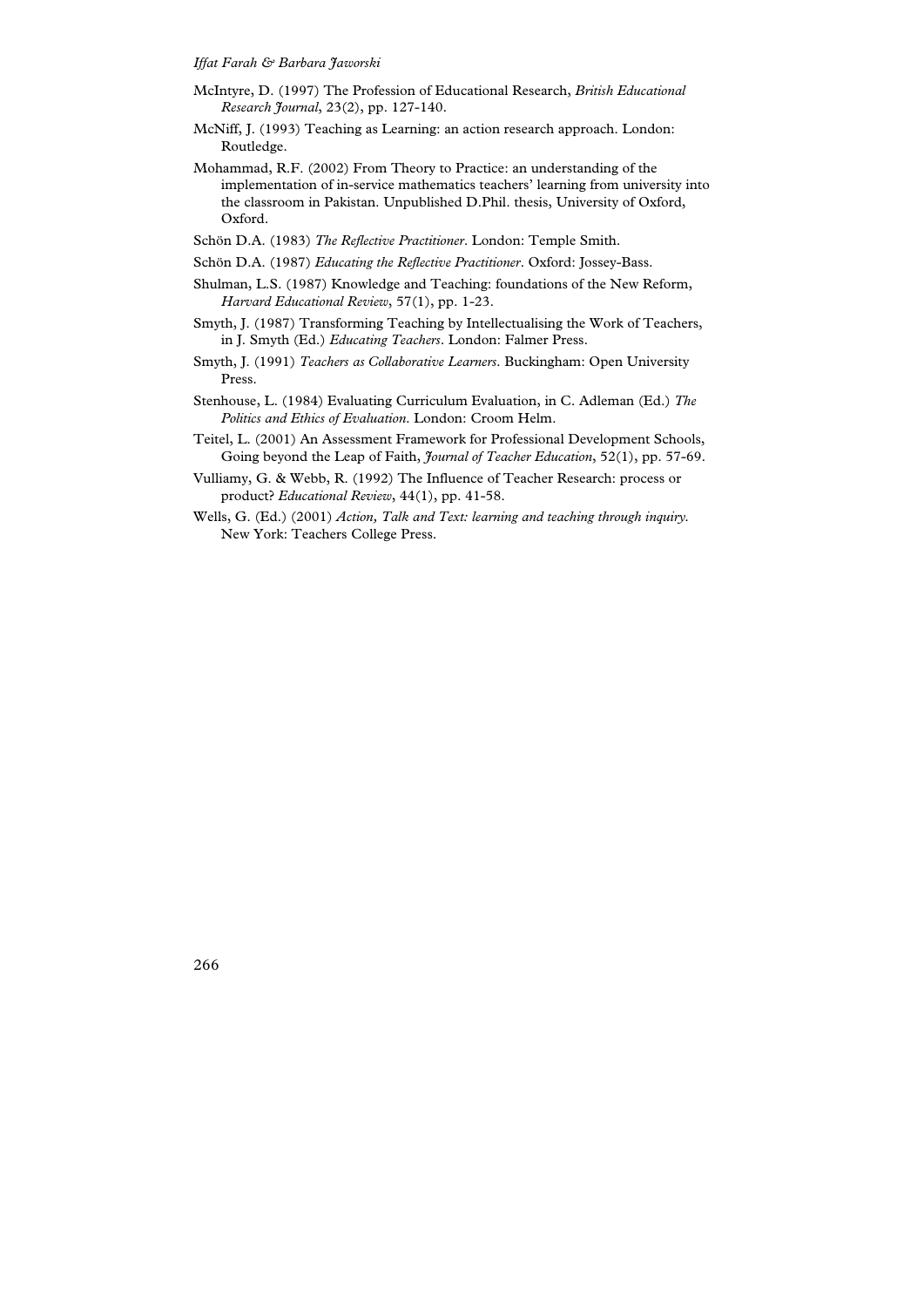McIntyre, D. (1997) The Profession of Educational Research, *British Educational Research Journal*, 23(2), pp. 127-140.

McNiff, J. (1993) Teaching as Learning: an action research approach. London: Routledge.

Mohammad, R.F. (2002) From Theory to Practice: an understanding of the implementation of in-service mathematics teachers' learning from university into the classroom in Pakistan. Unpublished D.Phil. thesis, University of Oxford, Oxford.

Schön D.A. (1983) *The Reflective Practitioner*. London: Temple Smith.

Schön D.A. (1987) *Educating the Reflective Practitioner*. Oxford: Jossey-Bass.

Shulman, L.S. (1987) Knowledge and Teaching: foundations of the New Reform, *Harvard Educational Review*, 57(1), pp. 1-23.

Smyth, J. (1987) Transforming Teaching by Intellectualising the Work of Teachers, in J. Smyth (Ed.) *Educating Teachers*. London: Falmer Press.

Smyth, J. (1991) *Teachers as Collaborative Learners*. Buckingham: Open University Press.

Stenhouse, L. (1984) Evaluating Curriculum Evaluation, in C. Adleman (Ed.) *The Politics and Ethics of Evaluation*. London: Croom Helm.

Teitel, L. (2001) An Assessment Framework for Professional Development Schools, Going beyond the Leap of Faith, *Journal of Teacher Education*, 52(1), pp. 57-69.

Vulliamy, G. & Webb, R. (1992) The Influence of Teacher Research: process or product? *Educational Review*, 44(1), pp. 41-58.

Wells, G. (Ed.) (2001) *Action, Talk and Text: learning and teaching through inquiry*. New York: Teachers College Press.